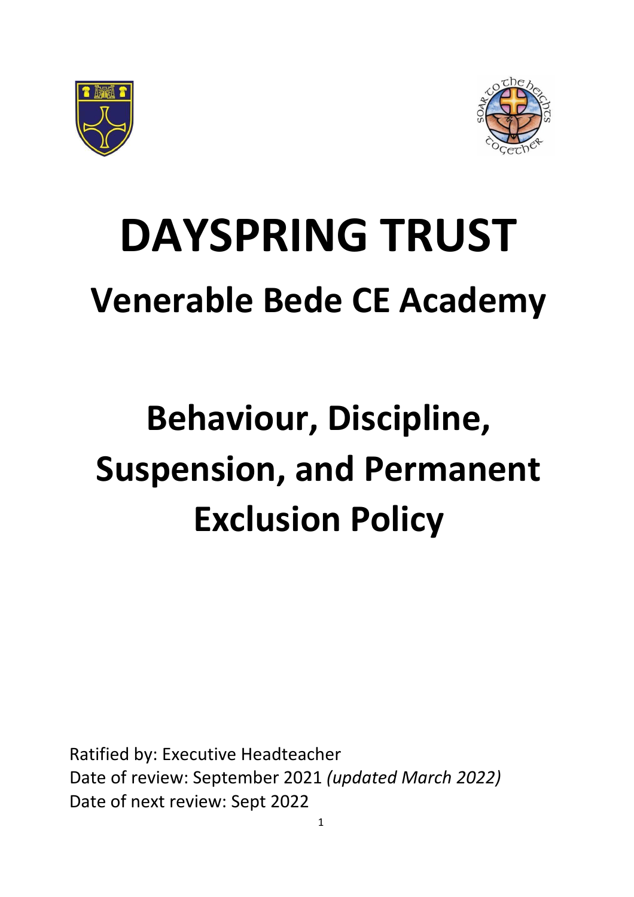# DAYSPRING TRUST

## Venerable Bede CE Academy

# Behaviour, Discipline, Suspension, and Permanent Exclusion Policy

Ratified by: Executive Headteacher
Date of review: September 2021 *(updated March 2022)*
Date of next review: Sept 2022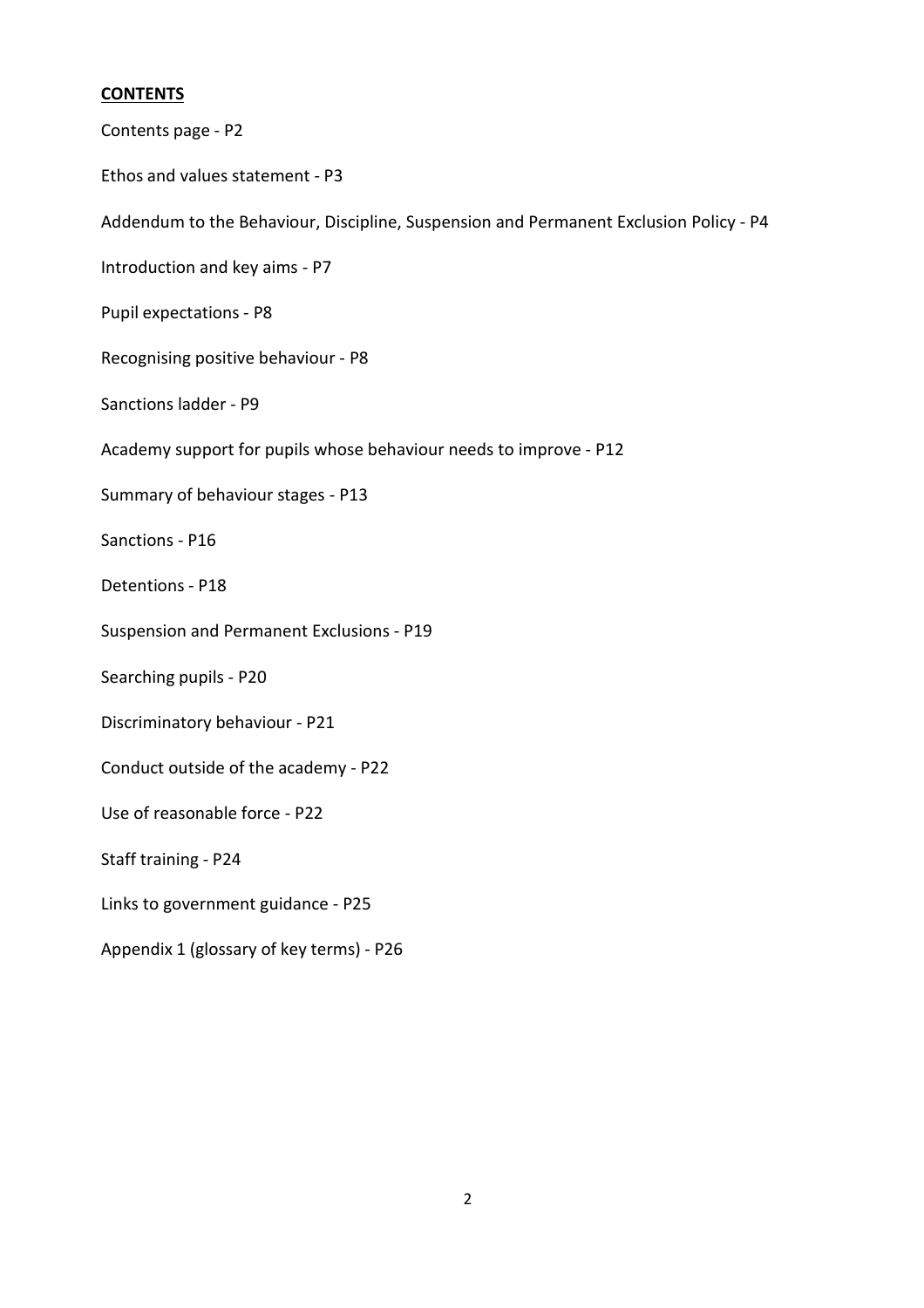**CONTENTS**

Contents page - P2

Ethos and values statement - P3

Addendum to the Behaviour, Discipline, Suspension and Permanent Exclusion Policy - P4

Introduction and key aims - P7

Pupil expectations - P8

Recognising positive behaviour - P8

Sanctions ladder - P9

Academy support for pupils whose behaviour needs to improve - P12

Summary of behaviour stages - P13

Sanctions - P16

Detentions - P18

Suspension and Permanent Exclusions - P19

Searching pupils - P20

Discriminatory behaviour - P21

Conduct outside of the academy - P22

Use of reasonable force - P22

Staff training - P24

Links to government guidance - P25

Appendix 1 (glossary of key terms) - P26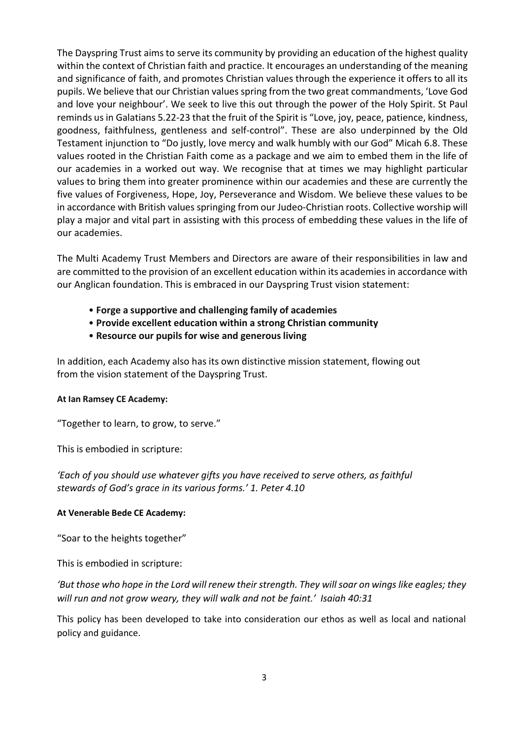The Dayspring Trust aims to serve its community by providing an education of the highest quality within the context of Christian faith and practice. It encourages an understanding of the meaning and significance of faith, and promotes Christian values through the experience it offers to all its pupils. We believe that our Christian values spring from the two great commandments, 'Love God and love your neighbour'. We seek to live this out through the power of the Holy Spirit. St Paul reminds us in Galatians 5.22-23 that the fruit of the Spirit is "Love, joy, peace, patience, kindness, goodness, faithfulness, gentleness and self-control". These are also underpinned by the Old Testament injunction to "Do justly, love mercy and walk humbly with our God" Micah 6.8. These values rooted in the Christian Faith come as a package and we aim to embed them in the life of our academies in a worked out way. We recognise that at times we may highlight particular values to bring them into greater prominence within our academies and these are currently the five values of Forgiveness, Hope, Joy, Perseverance and Wisdom. We believe these values to be in accordance with British values springing from our Judeo-Christian roots. Collective worship will play a major and vital part in assisting with this process of embedding these values in the life of our academies.

The Multi Academy Trust Members and Directors are aware of their responsibilities in law and are committed to the provision of an excellent education within its academies in accordance with our Anglican foundation. This is embraced in our Dayspring Trust vision statement:

- **Forge a supportive and challenging family of academies**
- **Provide excellent education within a strong Christian community**
- **Resource our pupils for wise and generous living**

In addition, each Academy also has its own distinctive mission statement, flowing out from the vision statement of the Dayspring Trust.

**At Ian Ramsey CE Academy:**

"Together to learn, to grow, to serve."

This is embodied in scripture:

*'Each of you should use whatever gifts you have received to serve others, as faithful stewards of God's grace in its various forms.' 1. Peter 4.10*

**At Venerable Bede CE Academy:**

"Soar to the heights together"

This is embodied in scripture:

*'But those who hope in the Lord will renew their strength. They will soar on wings like eagles; they will run and not grow weary, they will walk and not be faint.' Isaiah 40:31*

This policy has been developed to take into consideration our ethos as well as local and national policy and guidance.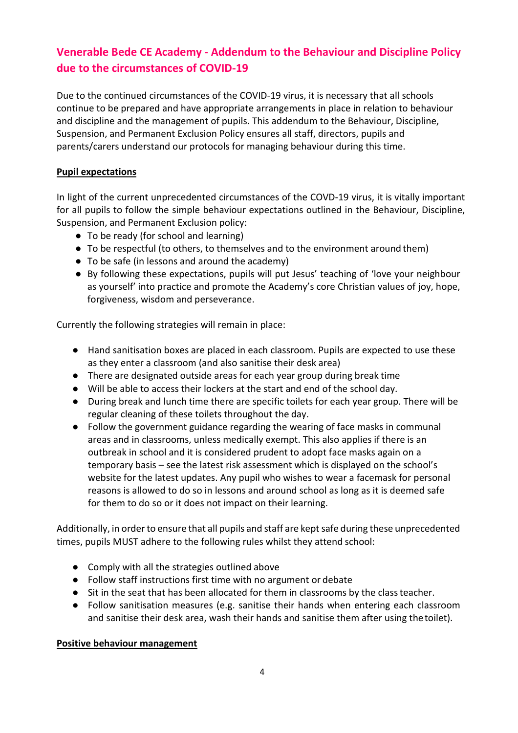## Venerable Bede CE Academy - Addendum to the Behaviour and Discipline Policy due to the circumstances of COVID-19

Due to the continued circumstances of the COVID-19 virus, it is necessary that all schools continue to be prepared and have appropriate arrangements in place in relation to behaviour and discipline and the management of pupils. This addendum to the Behaviour, Discipline, Suspension, and Permanent Exclusion Policy ensures all staff, directors, pupils and parents/carers understand our protocols for managing behaviour during this time.

**Pupil expectations**

In light of the current unprecedented circumstances of the COVD-19 virus, it is vitally important for all pupils to follow the simple behaviour expectations outlined in the Behaviour, Discipline, Suspension, and Permanent Exclusion policy:

- To be ready (for school and learning)
- To be respectful (to others, to themselves and to the environment around them)
- To be safe (in lessons and around the academy)
- By following these expectations, pupils will put Jesus' teaching of 'love your neighbour as yourself' into practice and promote the Academy's core Christian values of joy, hope, forgiveness, wisdom and perseverance.

Currently the following strategies will remain in place:

- Hand sanitisation boxes are placed in each classroom. Pupils are expected to use these as they enter a classroom (and also sanitise their desk area)
- There are designated outside areas for each year group during break time
- Will be able to access their lockers at the start and end of the school day.
- During break and lunch time there are specific toilets for each year group. There will be regular cleaning of these toilets throughout the day.
- Follow the government guidance regarding the wearing of face masks in communal areas and in classrooms, unless medically exempt. This also applies if there is an outbreak in school and it is considered prudent to adopt face masks again on a temporary basis – see the latest risk assessment which is displayed on the school's website for the latest updates. Any pupil who wishes to wear a facemask for personal reasons is allowed to do so in lessons and around school as long as it is deemed safe for them to do so or it does not impact on their learning.

Additionally, in order to ensure that all pupils and staff are kept safe during these unprecedented times, pupils MUST adhere to the following rules whilst they attend school:

- Comply with all the strategies outlined above
- Follow staff instructions first time with no argument or debate
- Sit in the seat that has been allocated for them in classrooms by the class teacher.
- Follow sanitisation measures (e.g. sanitise their hands when entering each classroom and sanitise their desk area, wash their hands and sanitise them after using the toilet).

**Positive behaviour management**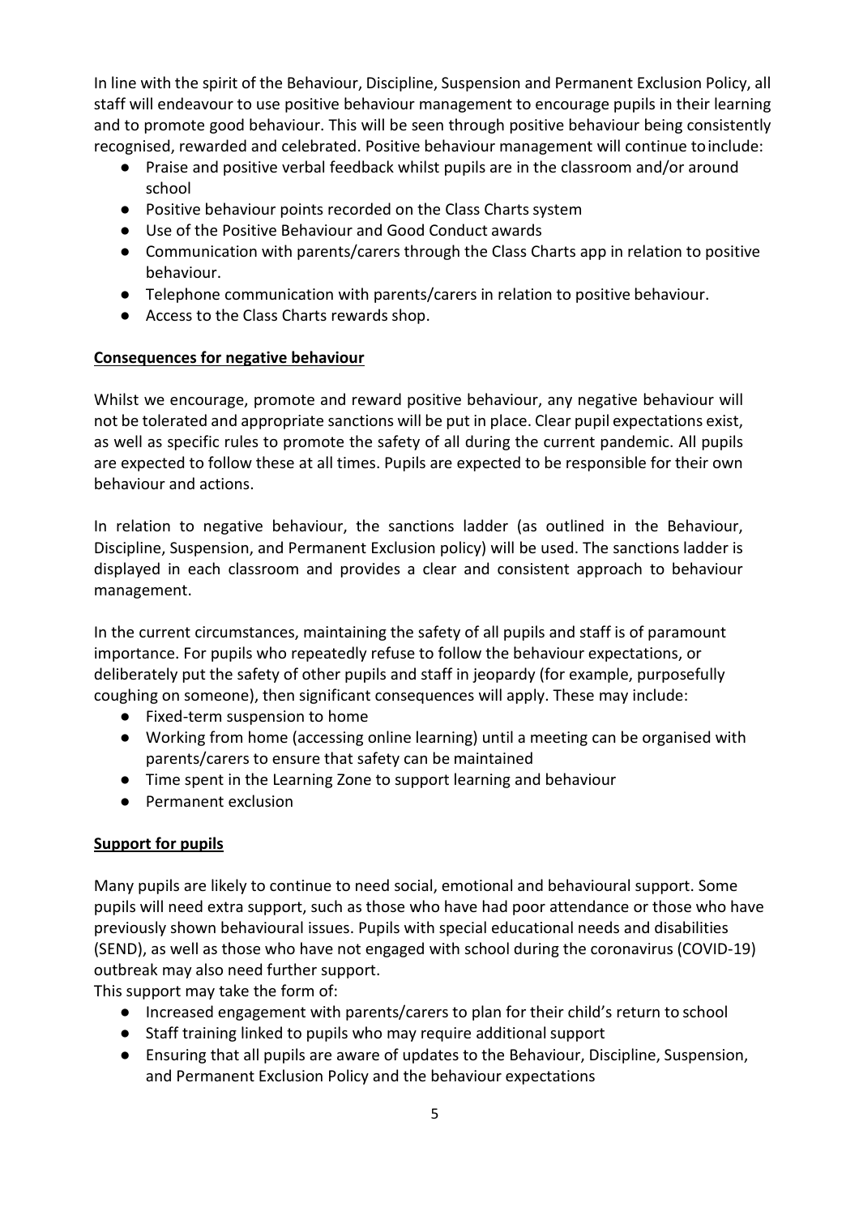In line with the spirit of the Behaviour, Discipline, Suspension and Permanent Exclusion Policy, all staff will endeavour to use positive behaviour management to encourage pupils in their learning and to promote good behaviour. This will be seen through positive behaviour being consistently recognised, rewarded and celebrated. Positive behaviour management will continue to include:

- Praise and positive verbal feedback whilst pupils are in the classroom and/or around school
- Positive behaviour points recorded on the Class Charts system
- Use of the Positive Behaviour and Good Conduct awards
- Communication with parents/carers through the Class Charts app in relation to positive behaviour.
- Telephone communication with parents/carers in relation to positive behaviour.
- Access to the Class Charts rewards shop.

**Consequences for negative behaviour**

Whilst we encourage, promote and reward positive behaviour, any negative behaviour will not be tolerated and appropriate sanctions will be put in place. Clear pupil expectations exist, as well as specific rules to promote the safety of all during the current pandemic. All pupils are expected to follow these at all times. Pupils are expected to be responsible for their own behaviour and actions.

In relation to negative behaviour, the sanctions ladder (as outlined in the Behaviour, Discipline, Suspension, and Permanent Exclusion policy) will be used. The sanctions ladder is displayed in each classroom and provides a clear and consistent approach to behaviour management.

In the current circumstances, maintaining the safety of all pupils and staff is of paramount importance. For pupils who repeatedly refuse to follow the behaviour expectations, or deliberately put the safety of other pupils and staff in jeopardy (for example, purposefully coughing on someone), then significant consequences will apply. These may include:

- Fixed-term suspension to home
- Working from home (accessing online learning) until a meeting can be organised with parents/carers to ensure that safety can be maintained
- Time spent in the Learning Zone to support learning and behaviour
- Permanent exclusion

**Support for pupils**

Many pupils are likely to continue to need social, emotional and behavioural support. Some pupils will need extra support, such as those who have had poor attendance or those who have previously shown behavioural issues. Pupils with special educational needs and disabilities (SEND), as well as those who have not engaged with school during the coronavirus (COVID-19) outbreak may also need further support.

This support may take the form of:

- Increased engagement with parents/carers to plan for their child's return to school
- Staff training linked to pupils who may require additional support
- Ensuring that all pupils are aware of updates to the Behaviour, Discipline, Suspension, and Permanent Exclusion Policy and the behaviour expectations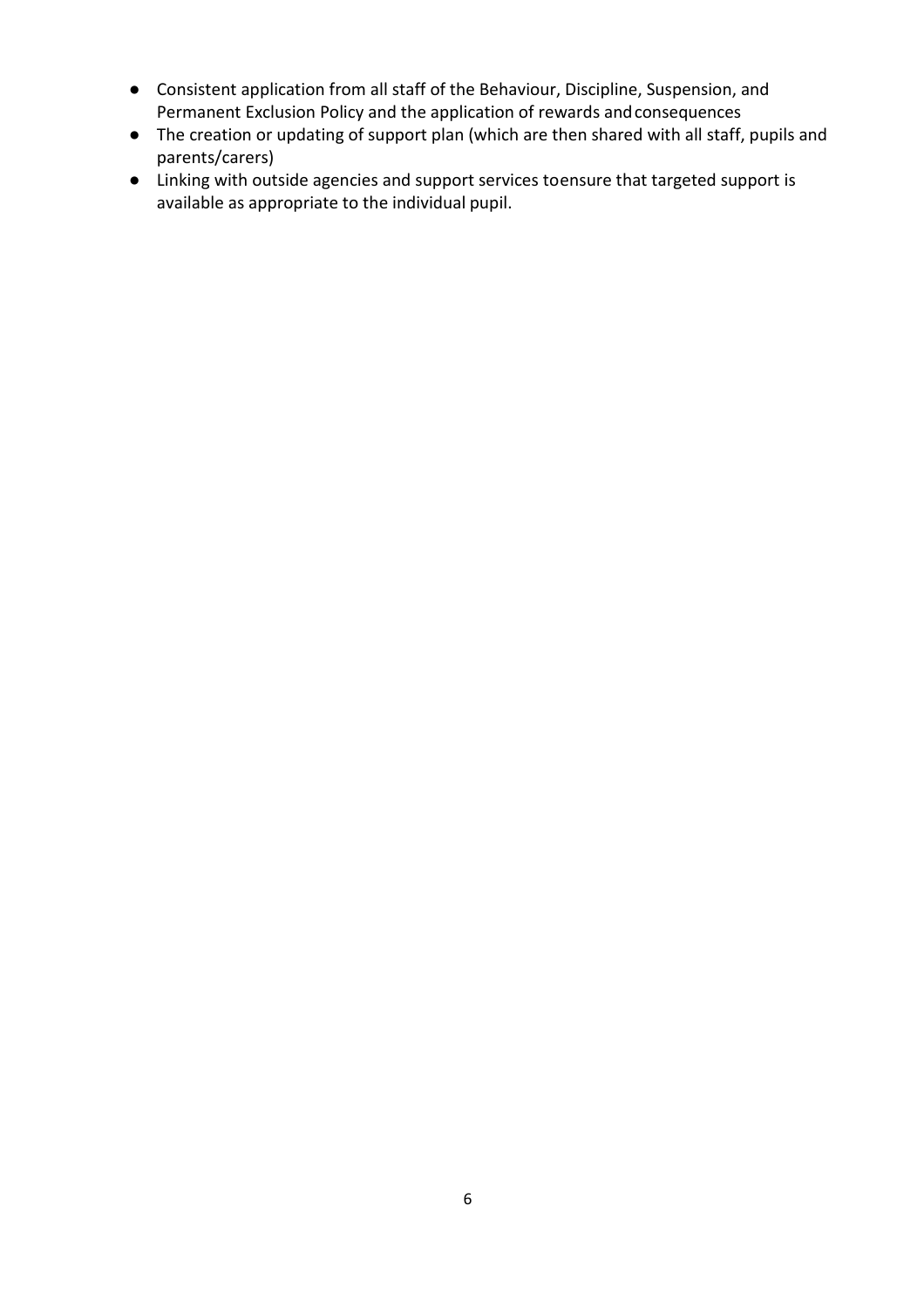- Consistent application from all staff of the Behaviour, Discipline, Suspension, and Permanent Exclusion Policy and the application of rewards and consequences
- The creation or updating of support plan (which are then shared with all staff, pupils and parents/carers)
- Linking with outside agencies and support services to ensure that targeted support is available as appropriate to the individual pupil.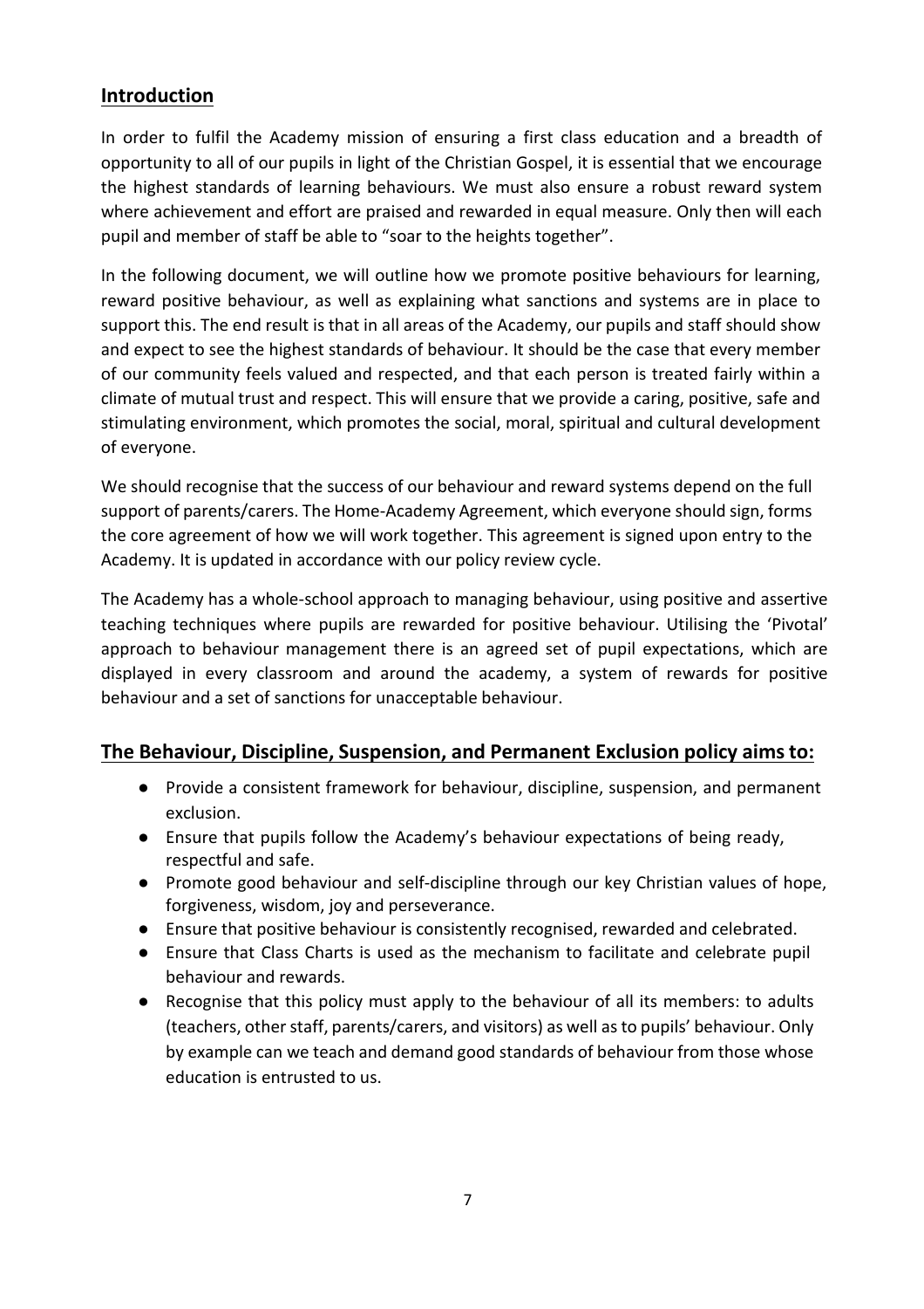## Introduction

In order to fulfil the Academy mission of ensuring a first class education and a breadth of opportunity to all of our pupils in light of the Christian Gospel, it is essential that we encourage the highest standards of learning behaviours. We must also ensure a robust reward system where achievement and effort are praised and rewarded in equal measure. Only then will each pupil and member of staff be able to "soar to the heights together".

In the following document, we will outline how we promote positive behaviours for learning, reward positive behaviour, as well as explaining what sanctions and systems are in place to support this. The end result is that in all areas of the Academy, our pupils and staff should show and expect to see the highest standards of behaviour. It should be the case that every member of our community feels valued and respected, and that each person is treated fairly within a climate of mutual trust and respect. This will ensure that we provide a caring, positive, safe and stimulating environment, which promotes the social, moral, spiritual and cultural development of everyone.

We should recognise that the success of our behaviour and reward systems depend on the full support of parents/carers. The Home-Academy Agreement, which everyone should sign, forms the core agreement of how we will work together. This agreement is signed upon entry to the Academy. It is updated in accordance with our policy review cycle.

The Academy has a whole-school approach to managing behaviour, using positive and assertive teaching techniques where pupils are rewarded for positive behaviour. Utilising the 'Pivotal' approach to behaviour management there is an agreed set of pupil expectations, which are displayed in every classroom and around the academy, a system of rewards for positive behaviour and a set of sanctions for unacceptable behaviour.

## The Behaviour, Discipline, Suspension, and Permanent Exclusion policy aims to:

- Provide a consistent framework for behaviour, discipline, suspension, and permanent exclusion.
- Ensure that pupils follow the Academy's behaviour expectations of being ready, respectful and safe.
- Promote good behaviour and self-discipline through our key Christian values of hope, forgiveness, wisdom, joy and perseverance.
- Ensure that positive behaviour is consistently recognised, rewarded and celebrated.
- Ensure that Class Charts is used as the mechanism to facilitate and celebrate pupil behaviour and rewards.
- Recognise that this policy must apply to the behaviour of all its members: to adults (teachers, other staff, parents/carers, and visitors) as well as to pupils' behaviour. Only by example can we teach and demand good standards of behaviour from those whose education is entrusted to us.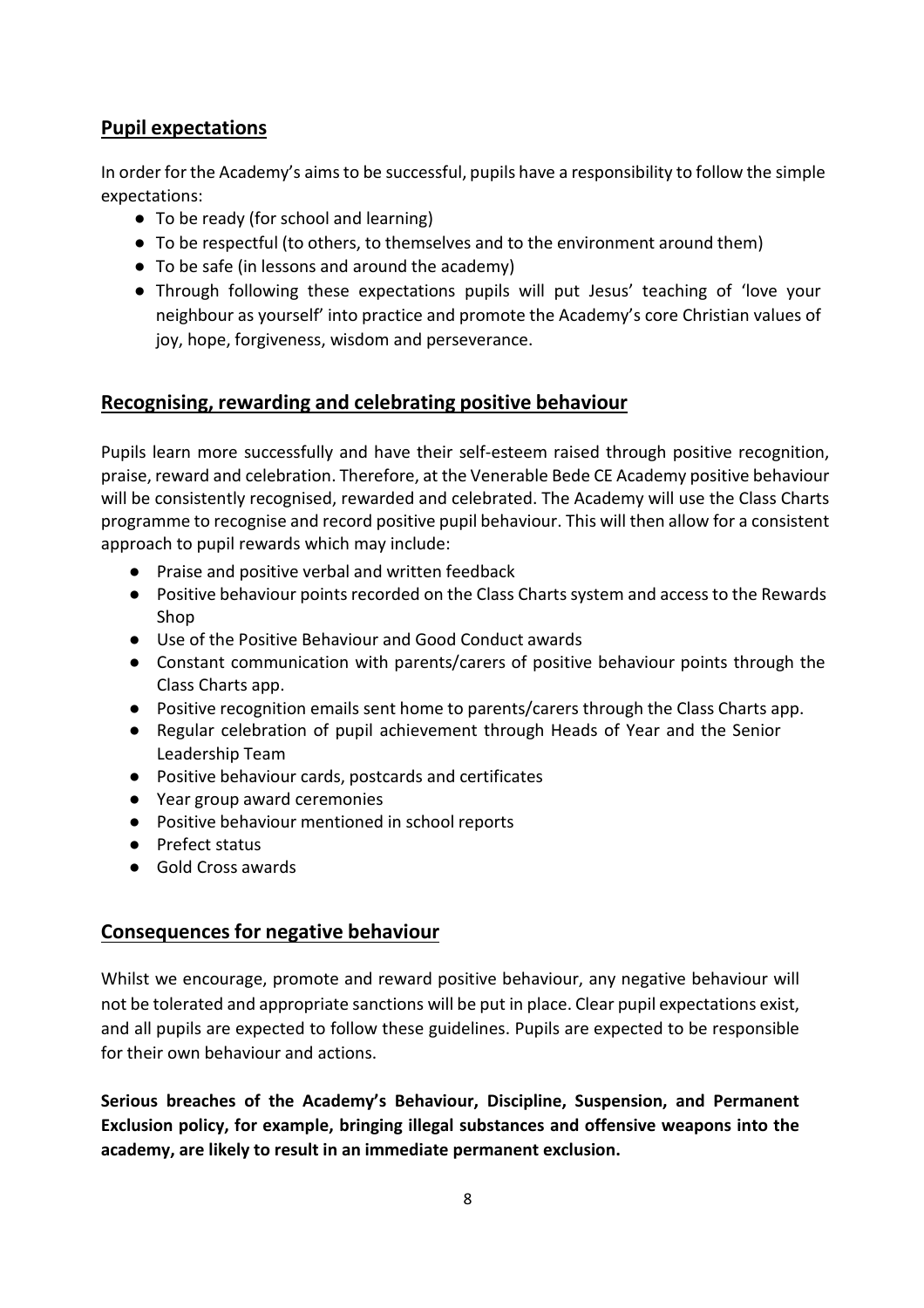## Pupil expectations

In order for the Academy's aims to be successful, pupils have a responsibility to follow the simple expectations:

- To be ready (for school and learning)
- To be respectful (to others, to themselves and to the environment around them)
- To be safe (in lessons and around the academy)
- Through following these expectations pupils will put Jesus' teaching of 'love your neighbour as yourself' into practice and promote the Academy's core Christian values of joy, hope, forgiveness, wisdom and perseverance.

## Recognising, rewarding and celebrating positive behaviour

Pupils learn more successfully and have their self-esteem raised through positive recognition, praise, reward and celebration. Therefore, at the Venerable Bede CE Academy positive behaviour will be consistently recognised, rewarded and celebrated. The Academy will use the Class Charts programme to recognise and record positive pupil behaviour. This will then allow for a consistent approach to pupil rewards which may include:

- Praise and positive verbal and written feedback
- Positive behaviour points recorded on the Class Charts system and access to the Rewards Shop
- Use of the Positive Behaviour and Good Conduct awards
- Constant communication with parents/carers of positive behaviour points through the Class Charts app.
- Positive recognition emails sent home to parents/carers through the Class Charts app.
- Regular celebration of pupil achievement through Heads of Year and the Senior Leadership Team
- Positive behaviour cards, postcards and certificates
- Year group award ceremonies
- Positive behaviour mentioned in school reports
- Prefect status
- Gold Cross awards

## Consequences for negative behaviour

Whilst we encourage, promote and reward positive behaviour, any negative behaviour will not be tolerated and appropriate sanctions will be put in place. Clear pupil expectations exist, and all pupils are expected to follow these guidelines. Pupils are expected to be responsible for their own behaviour and actions.

**Serious breaches of the Academy's Behaviour, Discipline, Suspension, and Permanent Exclusion policy, for example, bringing illegal substances and offensive weapons into the academy, are likely to result in an immediate permanent exclusion.**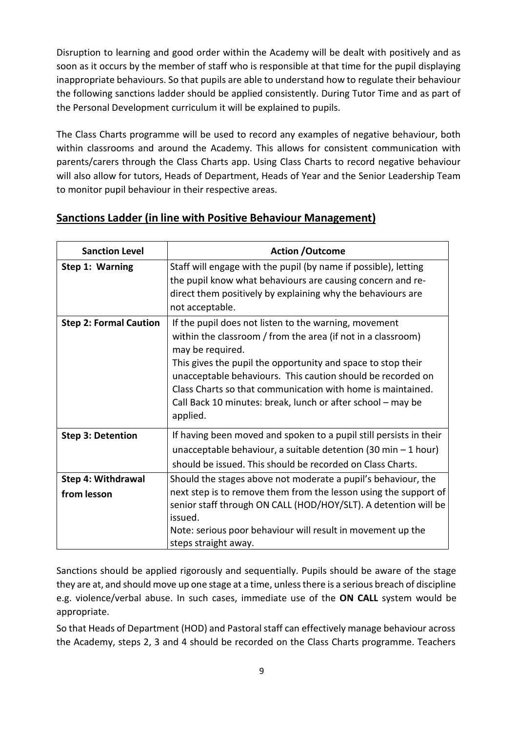Disruption to learning and good order within the Academy will be dealt with positively and as soon as it occurs by the member of staff who is responsible at that time for the pupil displaying inappropriate behaviours. So that pupils are able to understand how to regulate their behaviour the following sanctions ladder should be applied consistently. During Tutor Time and as part of the Personal Development curriculum it will be explained to pupils.

The Class Charts programme will be used to record any examples of negative behaviour, both within classrooms and around the Academy. This allows for consistent communication with parents/carers through the Class Charts app. Using Class Charts to record negative behaviour will also allow for tutors, Heads of Department, Heads of Year and the Senior Leadership Team to monitor pupil behaviour in their respective areas.

## Sanctions Ladder (in line with Positive Behaviour Management)

| Sanction Level | Action /Outcome |
|---|---|
| **Step 1: Warning** | Staff will engage with the pupil (by name if possible), letting the pupil know what behaviours are causing concern and re-direct them positively by explaining why the behaviours are not acceptable. |
| **Step 2: Formal Caution** | If the pupil does not listen to the warning, movement within the classroom / from the area (if not in a classroom) may be required.<br>This gives the pupil the opportunity and space to stop their unacceptable behaviours. This caution should be recorded on Class Charts so that communication with home is maintained. Call Back 10 minutes: break, lunch or after school – may be applied. |
| **Step 3: Detention** | If having been moved and spoken to a pupil still persists in their unacceptable behaviour, a suitable detention (30 min – 1 hour) should be issued. This should be recorded on Class Charts. |
| **Step 4: Withdrawal from lesson** | Should the stages above not moderate a pupil's behaviour, the next step is to remove them from the lesson using the support of senior staff through ON CALL (HOD/HOY/SLT). A detention will be issued.<br>Note: serious poor behaviour will result in movement up the steps straight away. |

Sanctions should be applied rigorously and sequentially. Pupils should be aware of the stage they are at, and should move up one stage at a time, unless there is a serious breach of discipline e.g. violence/verbal abuse. In such cases, immediate use of the **ON CALL** system would be appropriate.

So that Heads of Department (HOD) and Pastoral staff can effectively manage behaviour across the Academy, steps 2, 3 and 4 should be recorded on the Class Charts programme. Teachers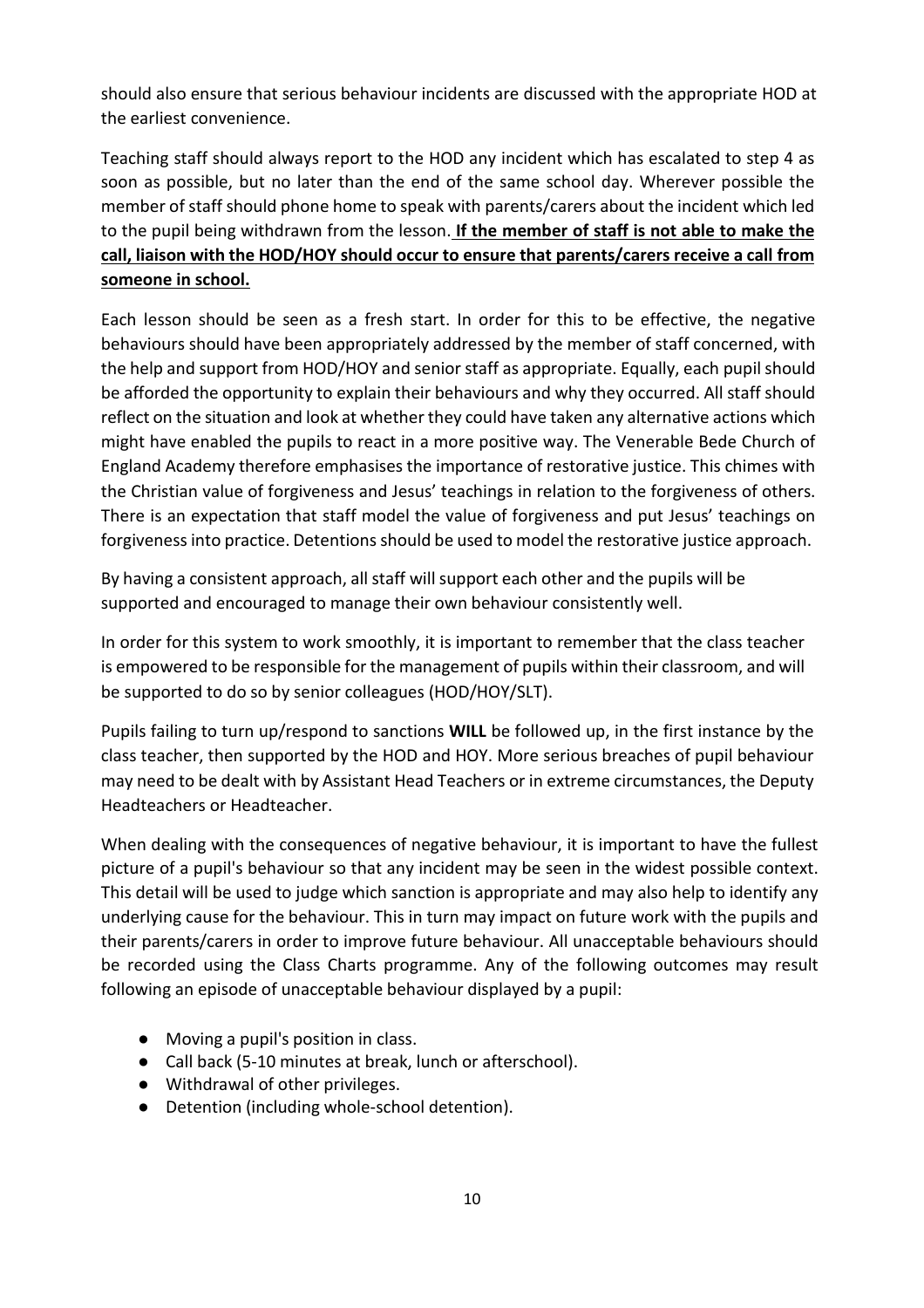should also ensure that serious behaviour incidents are discussed with the appropriate HOD at the earliest convenience.

Teaching staff should always report to the HOD any incident which has escalated to step 4 as soon as possible, but no later than the end of the same school day. Wherever possible the member of staff should phone home to speak with parents/carers about the incident which led to the pupil being withdrawn from the lesson. **<u>If the member of staff is not able to make the call, liaison with the HOD/HOY should occur to ensure that parents/carers receive a call from someone in school.</u>**

Each lesson should be seen as a fresh start. In order for this to be effective, the negative behaviours should have been appropriately addressed by the member of staff concerned, with the help and support from HOD/HOY and senior staff as appropriate. Equally, each pupil should be afforded the opportunity to explain their behaviours and why they occurred. All staff should reflect on the situation and look at whether they could have taken any alternative actions which might have enabled the pupils to react in a more positive way. The Venerable Bede Church of England Academy therefore emphasises the importance of restorative justice. This chimes with the Christian value of forgiveness and Jesus' teachings in relation to the forgiveness of others. There is an expectation that staff model the value of forgiveness and put Jesus' teachings on forgiveness into practice. Detentions should be used to model the restorative justice approach.

By having a consistent approach, all staff will support each other and the pupils will be supported and encouraged to manage their own behaviour consistently well.

In order for this system to work smoothly, it is important to remember that the class teacher is empowered to be responsible for the management of pupils within their classroom, and will be supported to do so by senior colleagues (HOD/HOY/SLT).

Pupils failing to turn up/respond to sanctions **WILL** be followed up, in the first instance by the class teacher, then supported by the HOD and HOY. More serious breaches of pupil behaviour may need to be dealt with by Assistant Head Teachers or in extreme circumstances, the Deputy Headteachers or Headteacher.

When dealing with the consequences of negative behaviour, it is important to have the fullest picture of a pupil's behaviour so that any incident may be seen in the widest possible context. This detail will be used to judge which sanction is appropriate and may also help to identify any underlying cause for the behaviour. This in turn may impact on future work with the pupils and their parents/carers in order to improve future behaviour. All unacceptable behaviours should be recorded using the Class Charts programme. Any of the following outcomes may result following an episode of unacceptable behaviour displayed by a pupil:

- Moving a pupil's position in class.
- Call back (5-10 minutes at break, lunch or afterschool).
- Withdrawal of other privileges.
- Detention (including whole-school detention).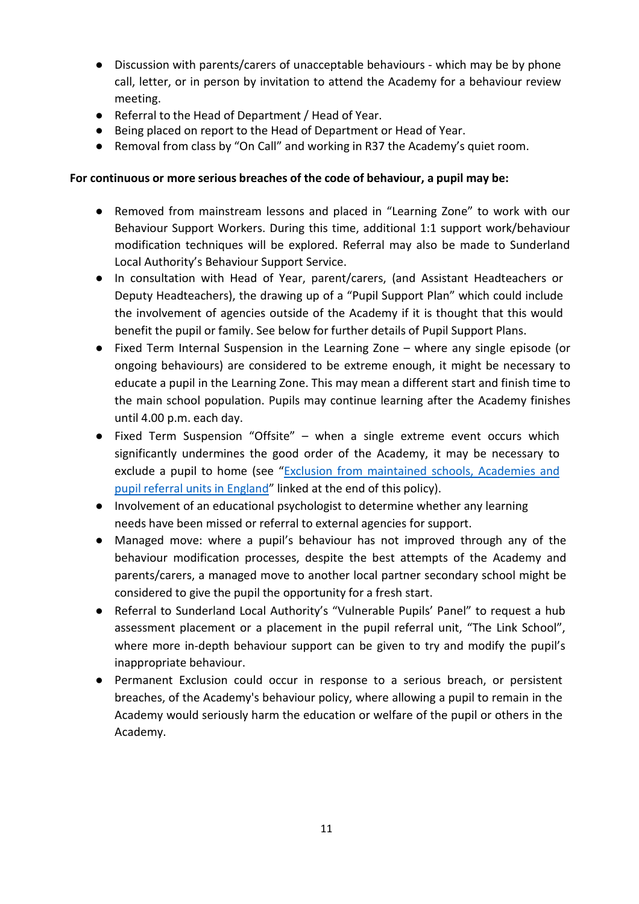- Discussion with parents/carers of unacceptable behaviours - which may be by phone call, letter, or in person by invitation to attend the Academy for a behaviour review meeting.
- Referral to the Head of Department / Head of Year.
- Being placed on report to the Head of Department or Head of Year.
- Removal from class by "On Call" and working in R37 the Academy's quiet room.

**For continuous or more serious breaches of the code of behaviour, a pupil may be:**

- Removed from mainstream lessons and placed in "Learning Zone" to work with our Behaviour Support Workers. During this time, additional 1:1 support work/behaviour modification techniques will be explored. Referral may also be made to Sunderland Local Authority's Behaviour Support Service.
- In consultation with Head of Year, parent/carers, (and Assistant Headteachers or Deputy Headteachers), the drawing up of a "Pupil Support Plan" which could include the involvement of agencies outside of the Academy if it is thought that this would benefit the pupil or family. See below for further details of Pupil Support Plans.
- Fixed Term Internal Suspension in the Learning Zone – where any single episode (or ongoing behaviours) are considered to be extreme enough, it might be necessary to educate a pupil in the Learning Zone. This may mean a different start and finish time to the main school population. Pupils may continue learning after the Academy finishes until 4.00 p.m. each day.
- Fixed Term Suspension "Offsite" – when a single extreme event occurs which significantly undermines the good order of the Academy, it may be necessary to exclude a pupil to home (see "Exclusion from maintained schools, Academies and pupil referral units in England" linked at the end of this policy).
- Involvement of an educational psychologist to determine whether any learning needs have been missed or referral to external agencies for support.
- Managed move: where a pupil's behaviour has not improved through any of the behaviour modification processes, despite the best attempts of the Academy and parents/carers, a managed move to another local partner secondary school might be considered to give the pupil the opportunity for a fresh start.
- Referral to Sunderland Local Authority's "Vulnerable Pupils' Panel" to request a hub assessment placement or a placement in the pupil referral unit, "The Link School", where more in-depth behaviour support can be given to try and modify the pupil's inappropriate behaviour.
- Permanent Exclusion could occur in response to a serious breach, or persistent breaches, of the Academy's behaviour policy, where allowing a pupil to remain in the Academy would seriously harm the education or welfare of the pupil or others in the Academy.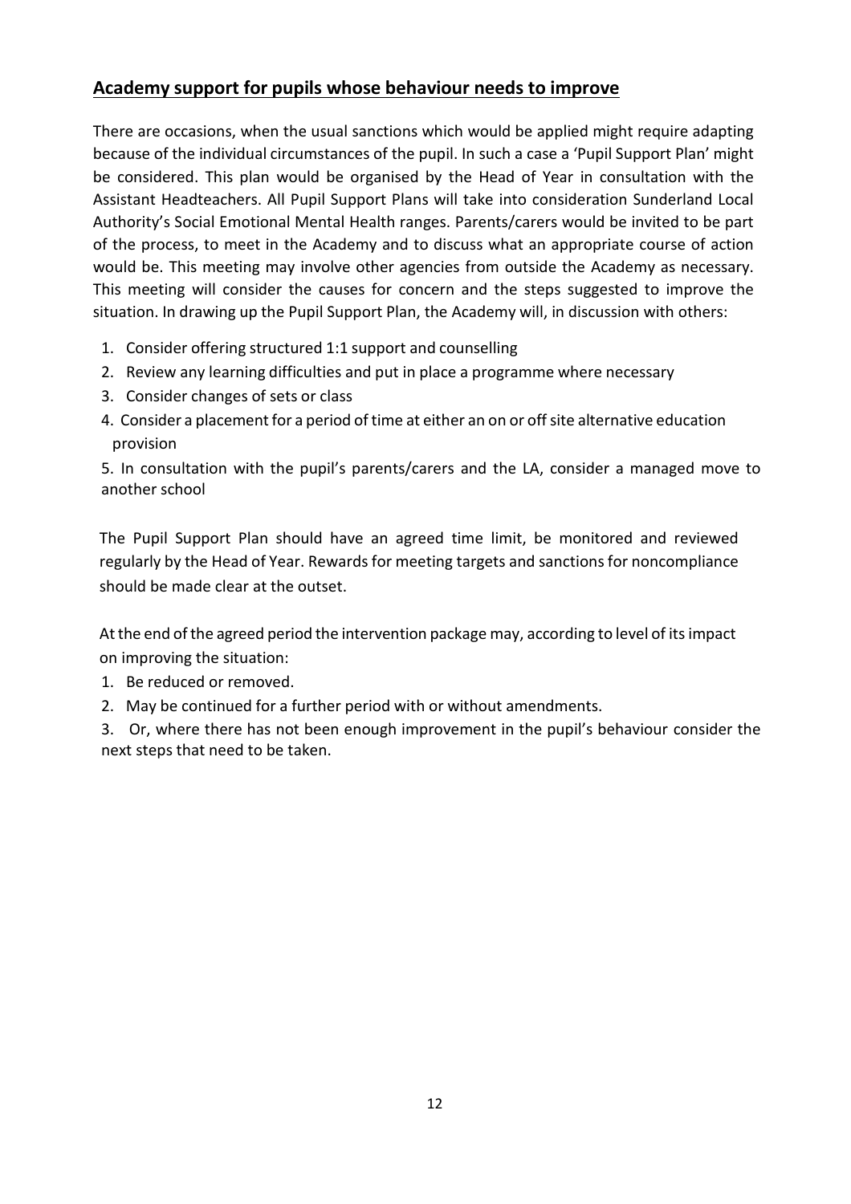## Academy support for pupils whose behaviour needs to improve

There are occasions, when the usual sanctions which would be applied might require adapting because of the individual circumstances of the pupil. In such a case a 'Pupil Support Plan' might be considered. This plan would be organised by the Head of Year in consultation with the Assistant Headteachers. All Pupil Support Plans will take into consideration Sunderland Local Authority's Social Emotional Mental Health ranges. Parents/carers would be invited to be part of the process, to meet in the Academy and to discuss what an appropriate course of action would be. This meeting may involve other agencies from outside the Academy as necessary. This meeting will consider the causes for concern and the steps suggested to improve the situation. In drawing up the Pupil Support Plan, the Academy will, in discussion with others:

1. Consider offering structured 1:1 support and counselling
2. Review any learning difficulties and put in place a programme where necessary
3. Consider changes of sets or class
4. Consider a placement for a period of time at either an on or off site alternative education provision
5. In consultation with the pupil's parents/carers and the LA, consider a managed move to another school

The Pupil Support Plan should have an agreed time limit, be monitored and reviewed regularly by the Head of Year. Rewards for meeting targets and sanctions for noncompliance should be made clear at the outset.

At the end of the agreed period the intervention package may, according to level of its impact on improving the situation:

1. Be reduced or removed.
2. May be continued for a further period with or without amendments.
3. Or, where there has not been enough improvement in the pupil's behaviour consider the next steps that need to be taken.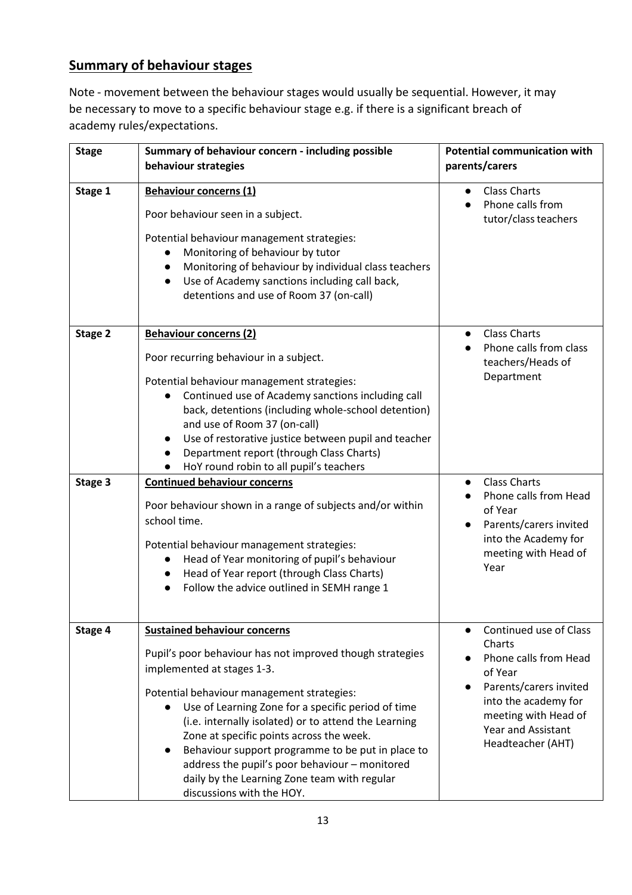## Summary of behaviour stages

Note - movement between the behaviour stages would usually be sequential. However, it may be necessary to move to a specific behaviour stage e.g. if there is a significant breach of academy rules/expectations.

| Stage | Summary of behaviour concern - including possible behaviour strategies | Potential communication with parents/carers |
|---|---|---|
| **Stage 1** | **Behaviour concerns (1)**<br><br>Poor behaviour seen in a subject.<br><br>Potential behaviour management strategies:<br>● Monitoring of behaviour by tutor<br>● Monitoring of behaviour by individual class teachers<br>● Use of Academy sanctions including call back, detentions and use of Room 37 (on-call) | ● Class Charts<br>● Phone calls from tutor/class teachers |
| **Stage 2** | **Behaviour concerns (2)**<br><br>Poor recurring behaviour in a subject.<br><br>Potential behaviour management strategies:<br>● Continued use of Academy sanctions including call back, detentions (including whole-school detention) and use of Room 37 (on-call)<br>● Use of restorative justice between pupil and teacher<br>● Department report (through Class Charts)<br>● HoY round robin to all pupil's teachers | ● Class Charts<br>● Phone calls from class teachers/Heads of Department |
| **Stage 3** | **Continued behaviour concerns**<br><br>Poor behaviour shown in a range of subjects and/or within school time.<br><br>Potential behaviour management strategies:<br>● Head of Year monitoring of pupil's behaviour<br>● Head of Year report (through Class Charts)<br>● Follow the advice outlined in SEMH range 1 | ● Class Charts<br>● Phone calls from Head of Year<br>● Parents/carers invited into the Academy for meeting with Head of Year |
| **Stage 4** | **Sustained behaviour concerns**<br><br>Pupil's poor behaviour has not improved though strategies implemented at stages 1-3.<br><br>Potential behaviour management strategies:<br>● Use of Learning Zone for a specific period of time (i.e. internally isolated) or to attend the Learning Zone at specific points across the week.<br>● Behaviour support programme to be put in place to address the pupil's poor behaviour – monitored daily by the Learning Zone team with regular discussions with the HOY. | ● Continued use of Class Charts<br>● Phone calls from Head of Year<br>● Parents/carers invited into the academy for meeting with Head of Year and Assistant Headteacher (AHT) |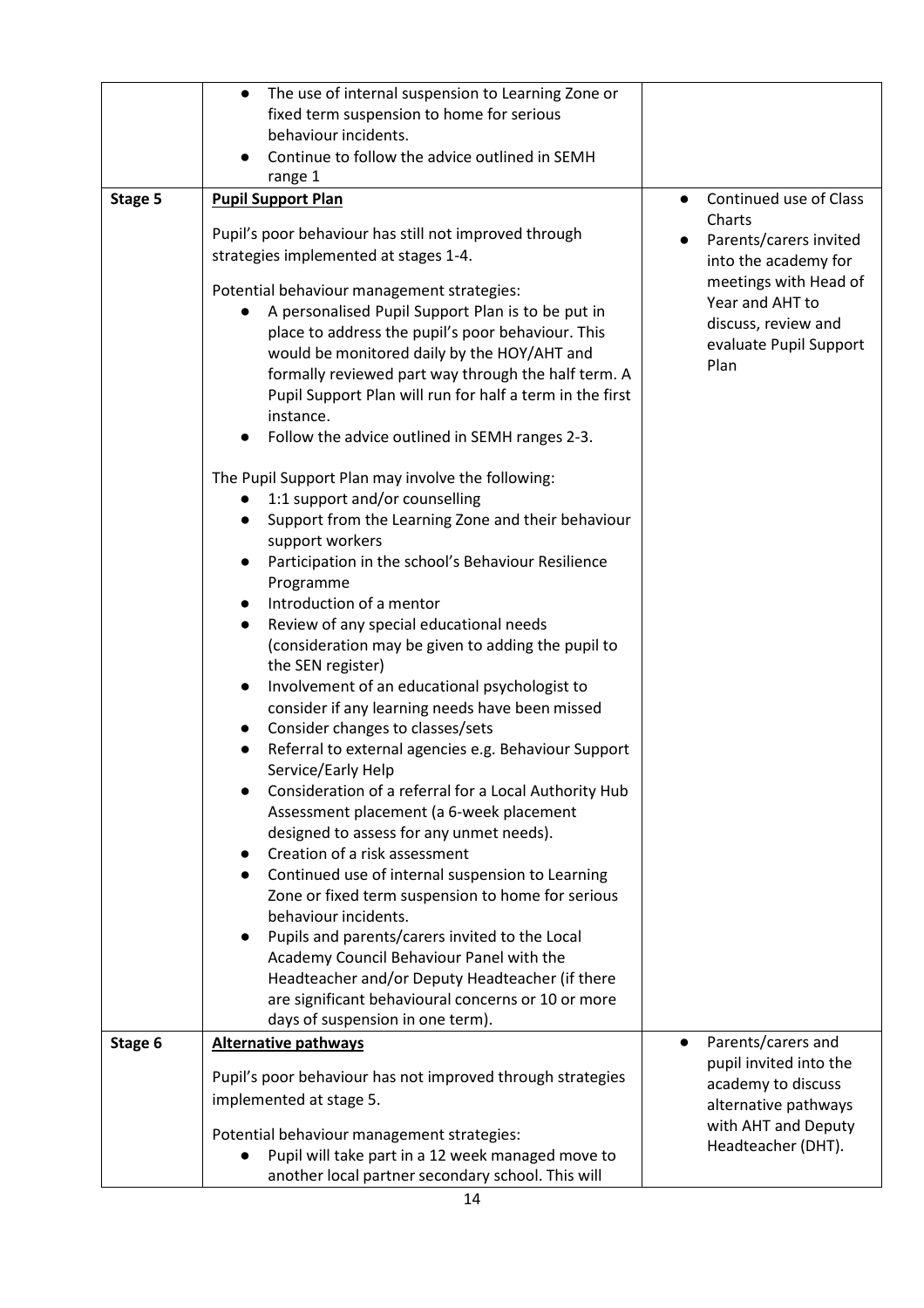| | | |
|---|---|---|
| | • The use of internal suspension to Learning Zone or fixed term suspension to home for serious behaviour incidents.<br>• Continue to follow the advice outlined in SEMH range 1 | |
| **Stage 5** | **<u>Pupil Support Plan</u>**<br><br>Pupil's poor behaviour has still not improved through strategies implemented at stages 1-4.<br><br>Potential behaviour management strategies:<br>• A personalised Pupil Support Plan is to be put in place to address the pupil's poor behaviour. This would be monitored daily by the HOY/AHT and formally reviewed part way through the half term. A Pupil Support Plan will run for half a term in the first instance.<br>• Follow the advice outlined in SEMH ranges 2-3.<br><br>The Pupil Support Plan may involve the following:<br>• 1:1 support and/or counselling<br>• Support from the Learning Zone and their behaviour support workers<br>• Participation in the school's Behaviour Resilience Programme<br>• Introduction of a mentor<br>• Review of any special educational needs (consideration may be given to adding the pupil to the SEN register)<br>• Involvement of an educational psychologist to consider if any learning needs have been missed<br>• Consider changes to classes/sets<br>• Referral to external agencies e.g. Behaviour Support Service/Early Help<br>• Consideration of a referral for a Local Authority Hub Assessment placement (a 6-week placement designed to assess for any unmet needs).<br>• Creation of a risk assessment<br>• Continued use of internal suspension to Learning Zone or fixed term suspension to home for serious behaviour incidents.<br>• Pupils and parents/carers invited to the Local Academy Council Behaviour Panel with the Headteacher and/or Deputy Headteacher (if there are significant behavioural concerns or 10 or more days of suspension in one term). | • Continued use of Class Charts<br>• Parents/carers invited into the academy for meetings with Head of Year and AHT to discuss, review and evaluate Pupil Support Plan |
| **Stage 6** | **<u>Alternative pathways</u>**<br><br>Pupil's poor behaviour has not improved through strategies implemented at stage 5.<br><br>Potential behaviour management strategies:<br>• Pupil will take part in a 12 week managed move to another local partner secondary school. This will | • Parents/carers and pupil invited into the academy to discuss alternative pathways with AHT and Deputy Headteacher (DHT). |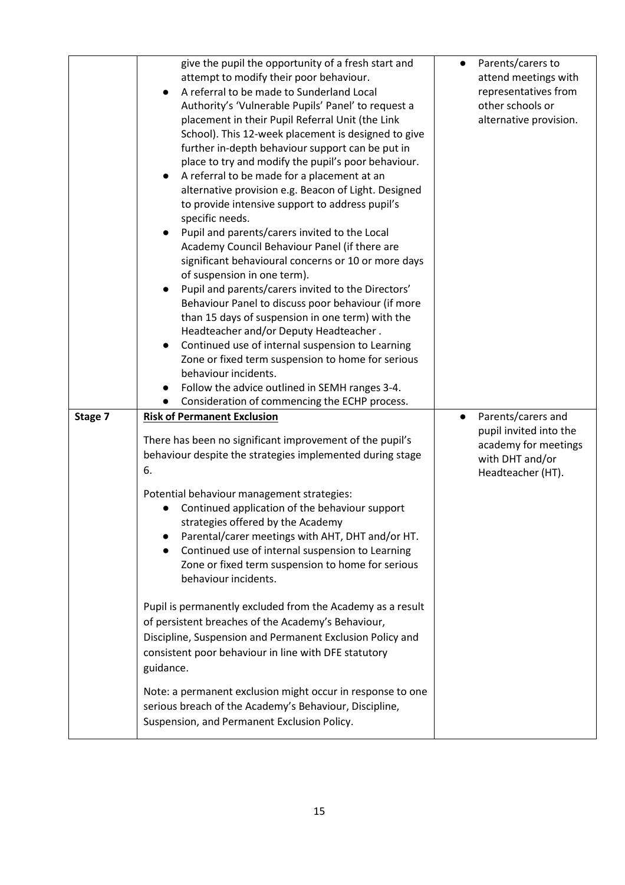| | | |
|---|---|---|
| | give the pupil the opportunity of a fresh start and attempt to modify their poor behaviour.<br>● A referral to be made to Sunderland Local Authority's 'Vulnerable Pupils' Panel' to request a placement in their Pupil Referral Unit (the Link School). This 12-week placement is designed to give further in-depth behaviour support can be put in place to try and modify the pupil's poor behaviour.<br>● A referral to be made for a placement at an alternative provision e.g. Beacon of Light. Designed to provide intensive support to address pupil's specific needs.<br>● Pupil and parents/carers invited to the Local Academy Council Behaviour Panel (if there are significant behavioural concerns or 10 or more days of suspension in one term).<br>● Pupil and parents/carers invited to the Directors' Behaviour Panel to discuss poor behaviour (if more than 15 days of suspension in one term) with the Headteacher and/or Deputy Headteacher .<br>● Continued use of internal suspension to Learning Zone or fixed term suspension to home for serious behaviour incidents.<br>● Follow the advice outlined in SEMH ranges 3-4.<br>● Consideration of commencing the ECHP process. | ● Parents/carers to attend meetings with representatives from other schools or alternative provision. |
| **Stage 7** | <u>**Risk of Permanent Exclusion**</u><br><br>There has been no significant improvement of the pupil's behaviour despite the strategies implemented during stage 6.<br><br>Potential behaviour management strategies:<br>● Continued application of the behaviour support strategies offered by the Academy<br>● Parental/carer meetings with AHT, DHT and/or HT.<br>● Continued use of internal suspension to Learning Zone or fixed term suspension to home for serious behaviour incidents.<br><br>Pupil is permanently excluded from the Academy as a result of persistent breaches of the Academy's Behaviour, Discipline, Suspension and Permanent Exclusion Policy and consistent poor behaviour in line with DFE statutory guidance.<br><br>Note: a permanent exclusion might occur in response to one serious breach of the Academy's Behaviour, Discipline, Suspension, and Permanent Exclusion Policy. | ● Parents/carers and pupil invited into the academy for meetings with DHT and/or Headteacher (HT). |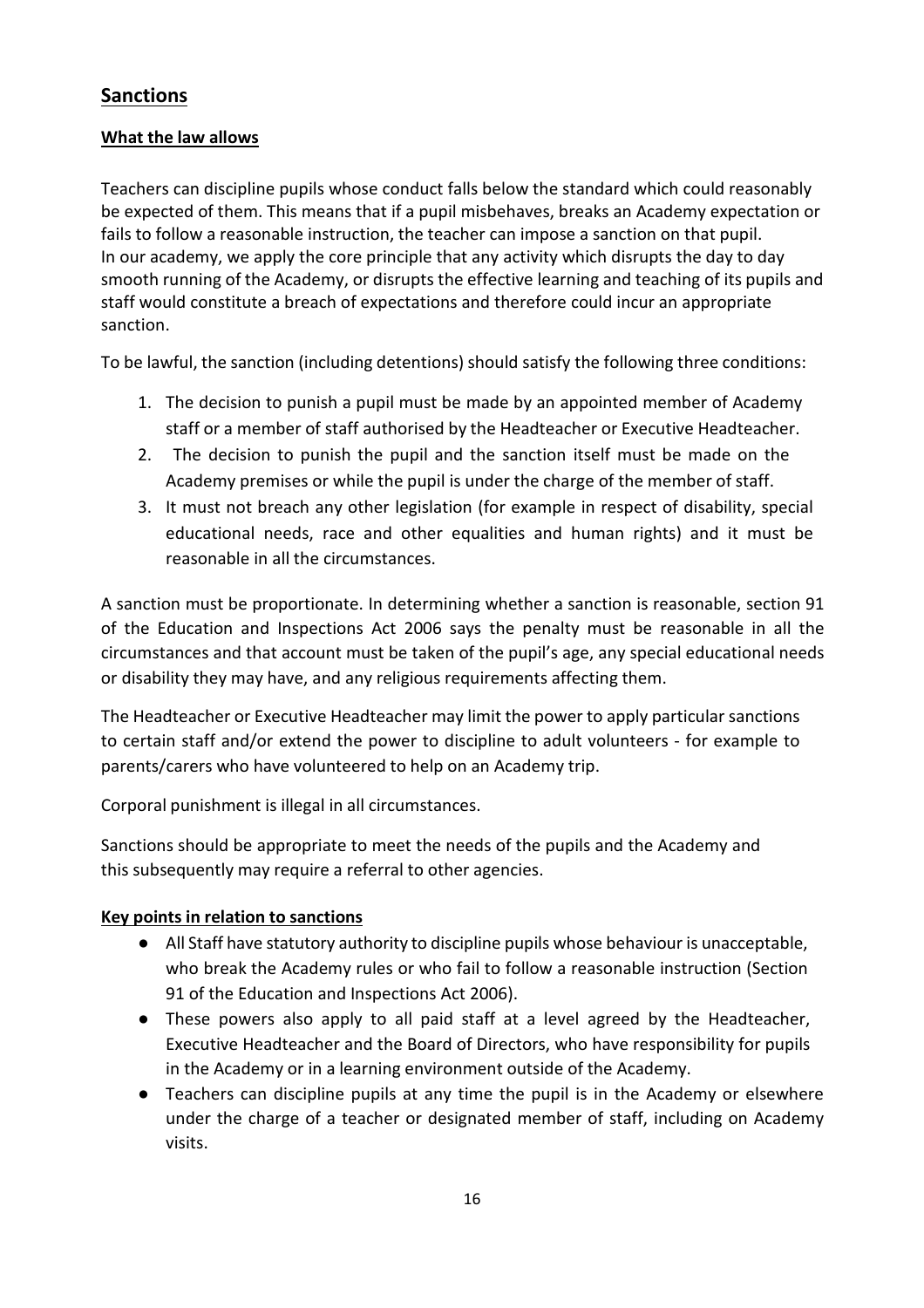## Sanctions

### What the law allows

Teachers can discipline pupils whose conduct falls below the standard which could reasonably be expected of them. This means that if a pupil misbehaves, breaks an Academy expectation or fails to follow a reasonable instruction, the teacher can impose a sanction on that pupil. In our academy, we apply the core principle that any activity which disrupts the day to day smooth running of the Academy, or disrupts the effective learning and teaching of its pupils and staff would constitute a breach of expectations and therefore could incur an appropriate sanction.

To be lawful, the sanction (including detentions) should satisfy the following three conditions:

1. The decision to punish a pupil must be made by an appointed member of Academy staff or a member of staff authorised by the Headteacher or Executive Headteacher.
2. The decision to punish the pupil and the sanction itself must be made on the Academy premises or while the pupil is under the charge of the member of staff.
3. It must not breach any other legislation (for example in respect of disability, special educational needs, race and other equalities and human rights) and it must be reasonable in all the circumstances.

A sanction must be proportionate. In determining whether a sanction is reasonable, section 91 of the Education and Inspections Act 2006 says the penalty must be reasonable in all the circumstances and that account must be taken of the pupil's age, any special educational needs or disability they may have, and any religious requirements affecting them.

The Headteacher or Executive Headteacher may limit the power to apply particular sanctions to certain staff and/or extend the power to discipline to adult volunteers - for example to parents/carers who have volunteered to help on an Academy trip.

Corporal punishment is illegal in all circumstances.

Sanctions should be appropriate to meet the needs of the pupils and the Academy and this subsequently may require a referral to other agencies.

### Key points in relation to sanctions

- All Staff have statutory authority to discipline pupils whose behaviour is unacceptable, who break the Academy rules or who fail to follow a reasonable instruction (Section 91 of the Education and Inspections Act 2006).
- These powers also apply to all paid staff at a level agreed by the Headteacher, Executive Headteacher and the Board of Directors, who have responsibility for pupils in the Academy or in a learning environment outside of the Academy.
- Teachers can discipline pupils at any time the pupil is in the Academy or elsewhere under the charge of a teacher or designated member of staff, including on Academy visits.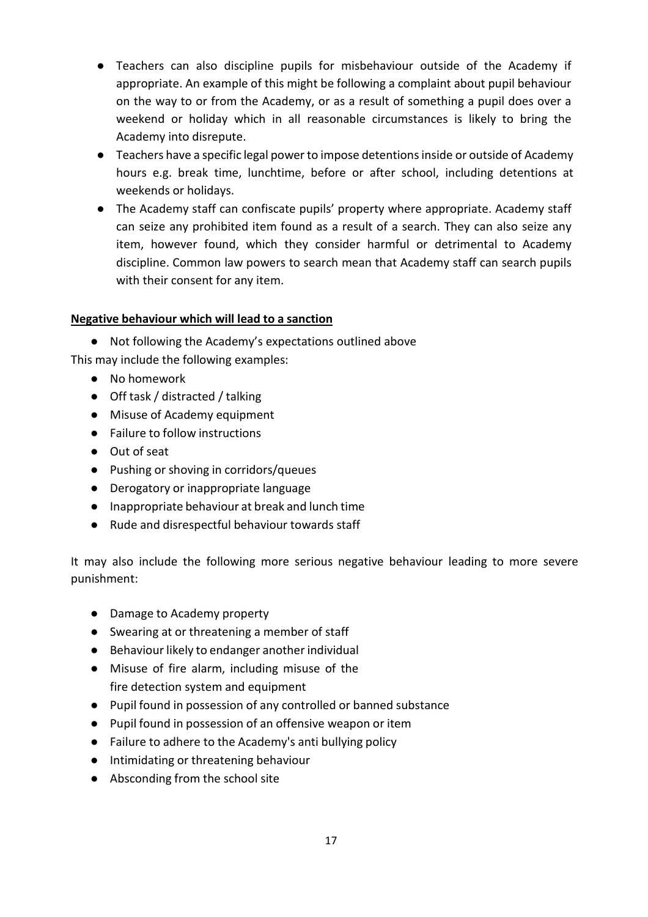- Teachers can also discipline pupils for misbehaviour outside of the Academy if appropriate. An example of this might be following a complaint about pupil behaviour on the way to or from the Academy, or as a result of something a pupil does over a weekend or holiday which in all reasonable circumstances is likely to bring the Academy into disrepute.
- Teachers have a specific legal power to impose detentions inside or outside of Academy hours e.g. break time, lunchtime, before or after school, including detentions at weekends or holidays.
- The Academy staff can confiscate pupils' property where appropriate. Academy staff can seize any prohibited item found as a result of a search. They can also seize any item, however found, which they consider harmful or detrimental to Academy discipline. Common law powers to search mean that Academy staff can search pupils with their consent for any item.

**Negative behaviour which will lead to a sanction**

- Not following the Academy's expectations outlined above

This may include the following examples:

- No homework
- Off task / distracted / talking
- Misuse of Academy equipment
- Failure to follow instructions
- Out of seat
- Pushing or shoving in corridors/queues
- Derogatory or inappropriate language
- Inappropriate behaviour at break and lunch time
- Rude and disrespectful behaviour towards staff

It may also include the following more serious negative behaviour leading to more severe punishment:

- Damage to Academy property
- Swearing at or threatening a member of staff
- Behaviour likely to endanger another individual
- Misuse of fire alarm, including misuse of the fire detection system and equipment
- Pupil found in possession of any controlled or banned substance
- Pupil found in possession of an offensive weapon or item
- Failure to adhere to the Academy's anti bullying policy
- Intimidating or threatening behaviour
- Absconding from the school site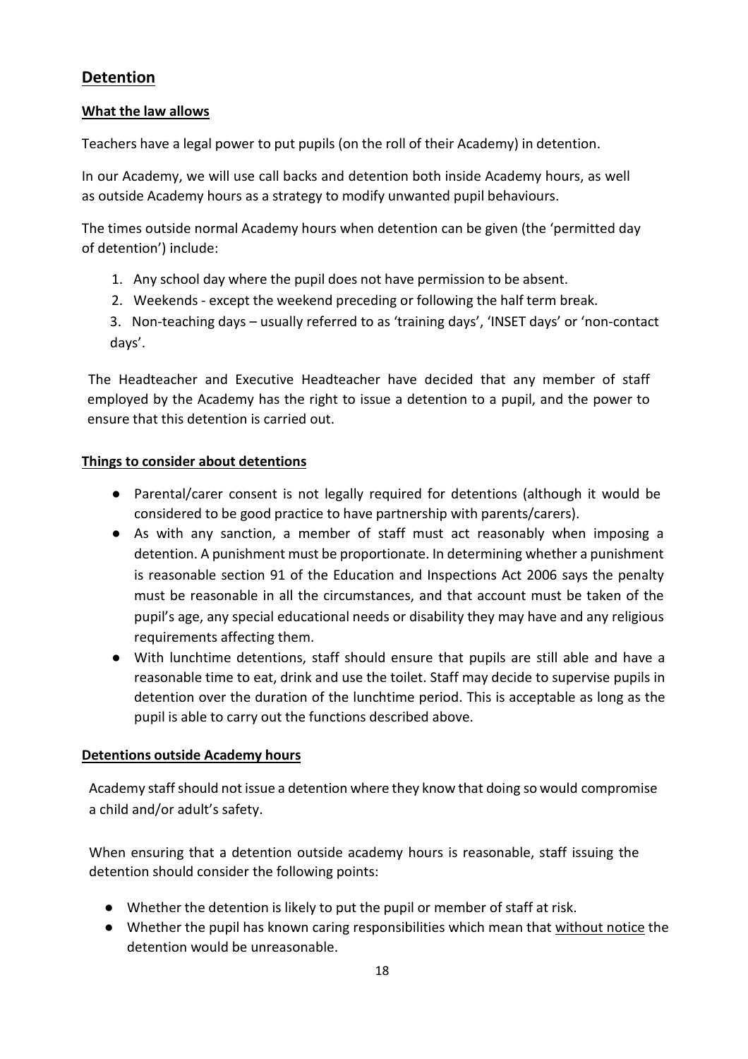## Detention

### What the law allows

Teachers have a legal power to put pupils (on the roll of their Academy) in detention.

In our Academy, we will use call backs and detention both inside Academy hours, as well as outside Academy hours as a strategy to modify unwanted pupil behaviours.

The times outside normal Academy hours when detention can be given (the 'permitted day of detention') include:

1. Any school day where the pupil does not have permission to be absent.
2. Weekends - except the weekend preceding or following the half term break.
3. Non-teaching days – usually referred to as 'training days', 'INSET days' or 'non-contact days'.

The Headteacher and Executive Headteacher have decided that any member of staff employed by the Academy has the right to issue a detention to a pupil, and the power to ensure that this detention is carried out.

### Things to consider about detentions

- Parental/carer consent is not legally required for detentions (although it would be considered to be good practice to have partnership with parents/carers).
- As with any sanction, a member of staff must act reasonably when imposing a detention. A punishment must be proportionate. In determining whether a punishment is reasonable section 91 of the Education and Inspections Act 2006 says the penalty must be reasonable in all the circumstances, and that account must be taken of the pupil's age, any special educational needs or disability they may have and any religious requirements affecting them.
- With lunchtime detentions, staff should ensure that pupils are still able and have a reasonable time to eat, drink and use the toilet. Staff may decide to supervise pupils in detention over the duration of the lunchtime period. This is acceptable as long as the pupil is able to carry out the functions described above.

### Detentions outside Academy hours

Academy staff should not issue a detention where they know that doing so would compromise a child and/or adult's safety.

When ensuring that a detention outside academy hours is reasonable, staff issuing the detention should consider the following points:

- Whether the detention is likely to put the pupil or member of staff at risk.
- Whether the pupil has known caring responsibilities which mean that without notice the detention would be unreasonable.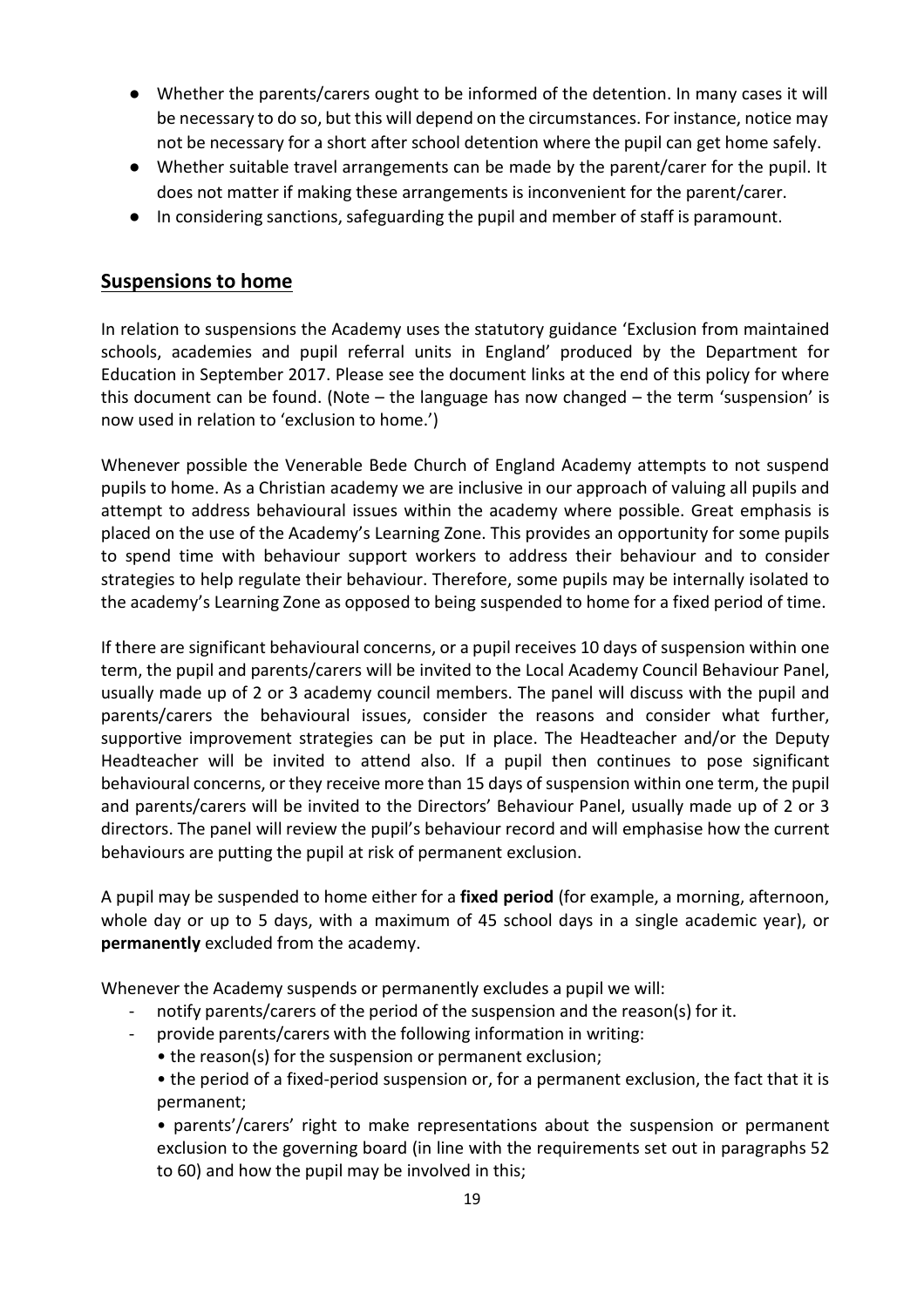- Whether the parents/carers ought to be informed of the detention. In many cases it will be necessary to do so, but this will depend on the circumstances. For instance, notice may not be necessary for a short after school detention where the pupil can get home safely.
- Whether suitable travel arrangements can be made by the parent/carer for the pupil. It does not matter if making these arrangements is inconvenient for the parent/carer.
- In considering sanctions, safeguarding the pupil and member of staff is paramount.

## Suspensions to home

In relation to suspensions the Academy uses the statutory guidance 'Exclusion from maintained schools, academies and pupil referral units in England' produced by the Department for Education in September 2017. Please see the document links at the end of this policy for where this document can be found. (Note – the language has now changed – the term 'suspension' is now used in relation to 'exclusion to home.')

Whenever possible the Venerable Bede Church of England Academy attempts to not suspend pupils to home. As a Christian academy we are inclusive in our approach of valuing all pupils and attempt to address behavioural issues within the academy where possible. Great emphasis is placed on the use of the Academy's Learning Zone. This provides an opportunity for some pupils to spend time with behaviour support workers to address their behaviour and to consider strategies to help regulate their behaviour. Therefore, some pupils may be internally isolated to the academy's Learning Zone as opposed to being suspended to home for a fixed period of time.

If there are significant behavioural concerns, or a pupil receives 10 days of suspension within one term, the pupil and parents/carers will be invited to the Local Academy Council Behaviour Panel, usually made up of 2 or 3 academy council members. The panel will discuss with the pupil and parents/carers the behavioural issues, consider the reasons and consider what further, supportive improvement strategies can be put in place. The Headteacher and/or the Deputy Headteacher will be invited to attend also. If a pupil then continues to pose significant behavioural concerns, or they receive more than 15 days of suspension within one term, the pupil and parents/carers will be invited to the Directors' Behaviour Panel, usually made up of 2 or 3 directors. The panel will review the pupil's behaviour record and will emphasise how the current behaviours are putting the pupil at risk of permanent exclusion.

A pupil may be suspended to home either for a **fixed period** (for example, a morning, afternoon, whole day or up to 5 days, with a maximum of 45 school days in a single academic year), or **permanently** excluded from the academy.

Whenever the Academy suspends or permanently excludes a pupil we will:

- notify parents/carers of the period of the suspension and the reason(s) for it.
- provide parents/carers with the following information in writing:
  - the reason(s) for the suspension or permanent exclusion;
  - the period of a fixed-period suspension or, for a permanent exclusion, the fact that it is permanent;
  - parents'/carers' right to make representations about the suspension or permanent exclusion to the governing board (in line with the requirements set out in paragraphs 52 to 60) and how the pupil may be involved in this;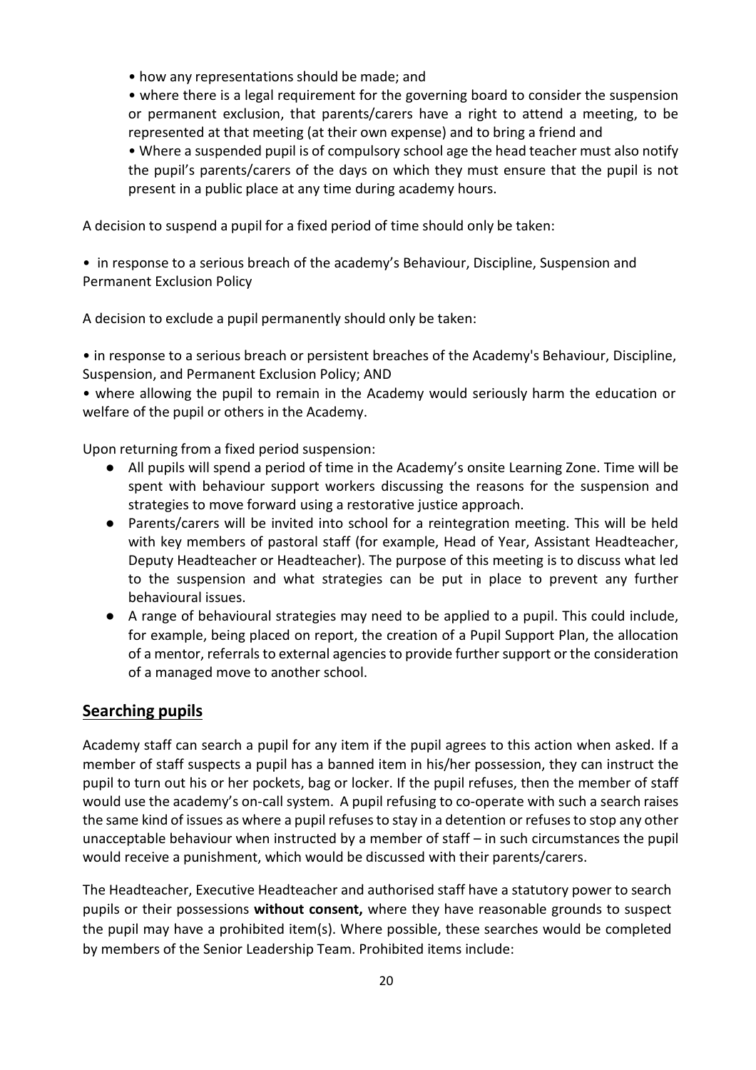- how any representations should be made; and
- where there is a legal requirement for the governing board to consider the suspension or permanent exclusion, that parents/carers have a right to attend a meeting, to be represented at that meeting (at their own expense) and to bring a friend and
- Where a suspended pupil is of compulsory school age the head teacher must also notify the pupil's parents/carers of the days on which they must ensure that the pupil is not present in a public place at any time during academy hours.

A decision to suspend a pupil for a fixed period of time should only be taken:

- in response to a serious breach of the academy's Behaviour, Discipline, Suspension and Permanent Exclusion Policy

A decision to exclude a pupil permanently should only be taken:

- in response to a serious breach or persistent breaches of the Academy's Behaviour, Discipline, Suspension, and Permanent Exclusion Policy; AND
- where allowing the pupil to remain in the Academy would seriously harm the education or welfare of the pupil or others in the Academy.

Upon returning from a fixed period suspension:

- All pupils will spend a period of time in the Academy's onsite Learning Zone. Time will be spent with behaviour support workers discussing the reasons for the suspension and strategies to move forward using a restorative justice approach.
- Parents/carers will be invited into school for a reintegration meeting. This will be held with key members of pastoral staff (for example, Head of Year, Assistant Headteacher, Deputy Headteacher or Headteacher). The purpose of this meeting is to discuss what led to the suspension and what strategies can be put in place to prevent any further behavioural issues.
- A range of behavioural strategies may need to be applied to a pupil. This could include, for example, being placed on report, the creation of a Pupil Support Plan, the allocation of a mentor, referrals to external agencies to provide further support or the consideration of a managed move to another school.

## Searching pupils

Academy staff can search a pupil for any item if the pupil agrees to this action when asked. If a member of staff suspects a pupil has a banned item in his/her possession, they can instruct the pupil to turn out his or her pockets, bag or locker. If the pupil refuses, then the member of staff would use the academy's on-call system. A pupil refusing to co-operate with such a search raises the same kind of issues as where a pupil refuses to stay in a detention or refuses to stop any other unacceptable behaviour when instructed by a member of staff – in such circumstances the pupil would receive a punishment, which would be discussed with their parents/carers.

The Headteacher, Executive Headteacher and authorised staff have a statutory power to search pupils or their possessions **without consent,** where they have reasonable grounds to suspect the pupil may have a prohibited item(s). Where possible, these searches would be completed by members of the Senior Leadership Team. Prohibited items include: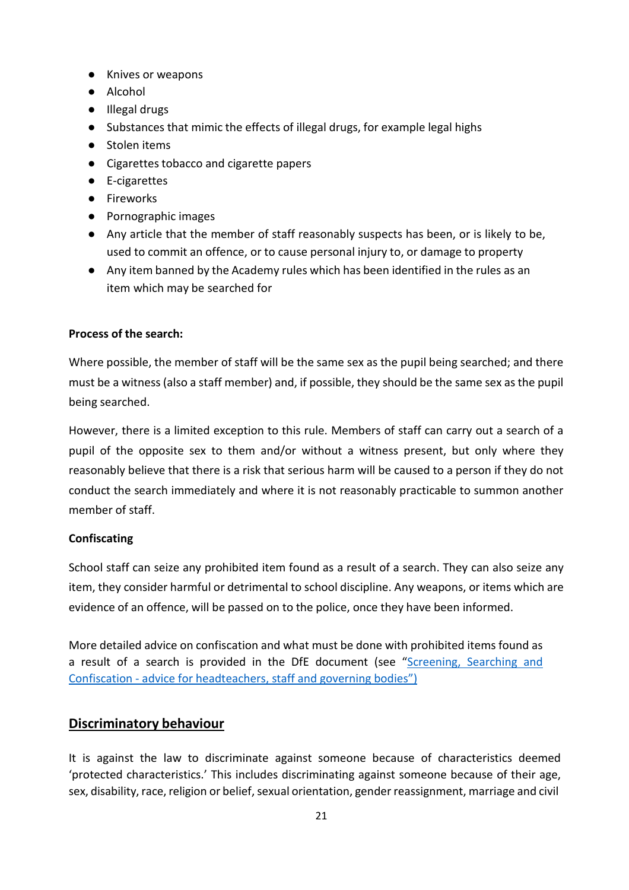- Knives or weapons
- Alcohol
- Illegal drugs
- Substances that mimic the effects of illegal drugs, for example legal highs
- Stolen items
- Cigarettes tobacco and cigarette papers
- E-cigarettes
- Fireworks
- Pornographic images
- Any article that the member of staff reasonably suspects has been, or is likely to be, used to commit an offence, or to cause personal injury to, or damage to property
- Any item banned by the Academy rules which has been identified in the rules as an item which may be searched for

**Process of the search:**

Where possible, the member of staff will be the same sex as the pupil being searched; and there must be a witness (also a staff member) and, if possible, they should be the same sex as the pupil being searched.

However, there is a limited exception to this rule. Members of staff can carry out a search of a pupil of the opposite sex to them and/or without a witness present, but only where they reasonably believe that there is a risk that serious harm will be caused to a person if they do not conduct the search immediately and where it is not reasonably practicable to summon another member of staff.

**Confiscating**

School staff can seize any prohibited item found as a result of a search. They can also seize any item, they consider harmful or detrimental to school discipline. Any weapons, or items which are evidence of an offence, will be passed on to the police, once they have been informed.

More detailed advice on confiscation and what must be done with prohibited items found as a result of a search is provided in the DfE document (see "Screening, Searching and Confiscation - advice for headteachers, staff and governing bodies")

## Discriminatory behaviour

It is against the law to discriminate against someone because of characteristics deemed 'protected characteristics.' This includes discriminating against someone because of their age, sex, disability, race, religion or belief, sexual orientation, gender reassignment, marriage and civil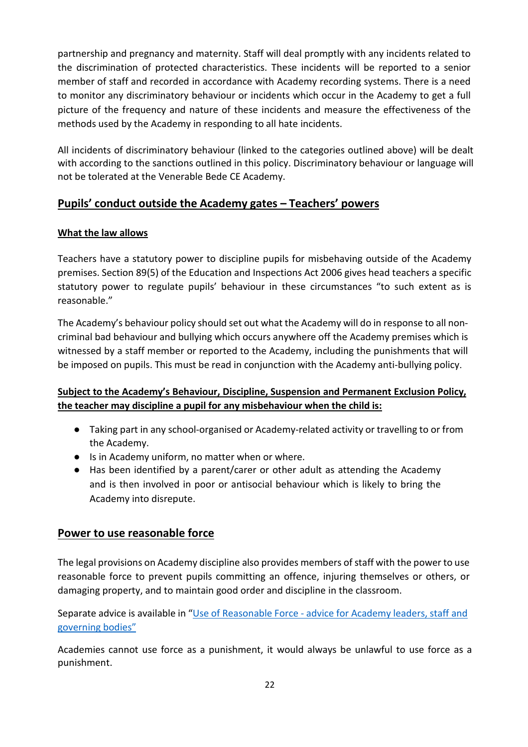partnership and pregnancy and maternity. Staff will deal promptly with any incidents related to the discrimination of protected characteristics. These incidents will be reported to a senior member of staff and recorded in accordance with Academy recording systems. There is a need to monitor any discriminatory behaviour or incidents which occur in the Academy to get a full picture of the frequency and nature of these incidents and measure the effectiveness of the methods used by the Academy in responding to all hate incidents.

All incidents of discriminatory behaviour (linked to the categories outlined above) will be dealt with according to the sanctions outlined in this policy. Discriminatory behaviour or language will not be tolerated at the Venerable Bede CE Academy.

## Pupils' conduct outside the Academy gates – Teachers' powers

### What the law allows

Teachers have a statutory power to discipline pupils for misbehaving outside of the Academy premises. Section 89(5) of the Education and Inspections Act 2006 gives head teachers a specific statutory power to regulate pupils' behaviour in these circumstances "to such extent as is reasonable."

The Academy's behaviour policy should set out what the Academy will do in response to all non-criminal bad behaviour and bullying which occurs anywhere off the Academy premises which is witnessed by a staff member or reported to the Academy, including the punishments that will be imposed on pupils. This must be read in conjunction with the Academy anti-bullying policy.

**Subject to the Academy's Behaviour, Discipline, Suspension and Permanent Exclusion Policy, the teacher may discipline a pupil for any misbehaviour when the child is:**

- Taking part in any school-organised or Academy-related activity or travelling to or from the Academy.
- Is in Academy uniform, no matter when or where.
- Has been identified by a parent/carer or other adult as attending the Academy and is then involved in poor or antisocial behaviour which is likely to bring the Academy into disrepute.

## Power to use reasonable force

The legal provisions on Academy discipline also provides members of staff with the power to use reasonable force to prevent pupils committing an offence, injuring themselves or others, or damaging property, and to maintain good order and discipline in the classroom.

Separate advice is available in "Use of Reasonable Force - advice for Academy leaders, staff and governing bodies"

Academies cannot use force as a punishment, it would always be unlawful to use force as a punishment.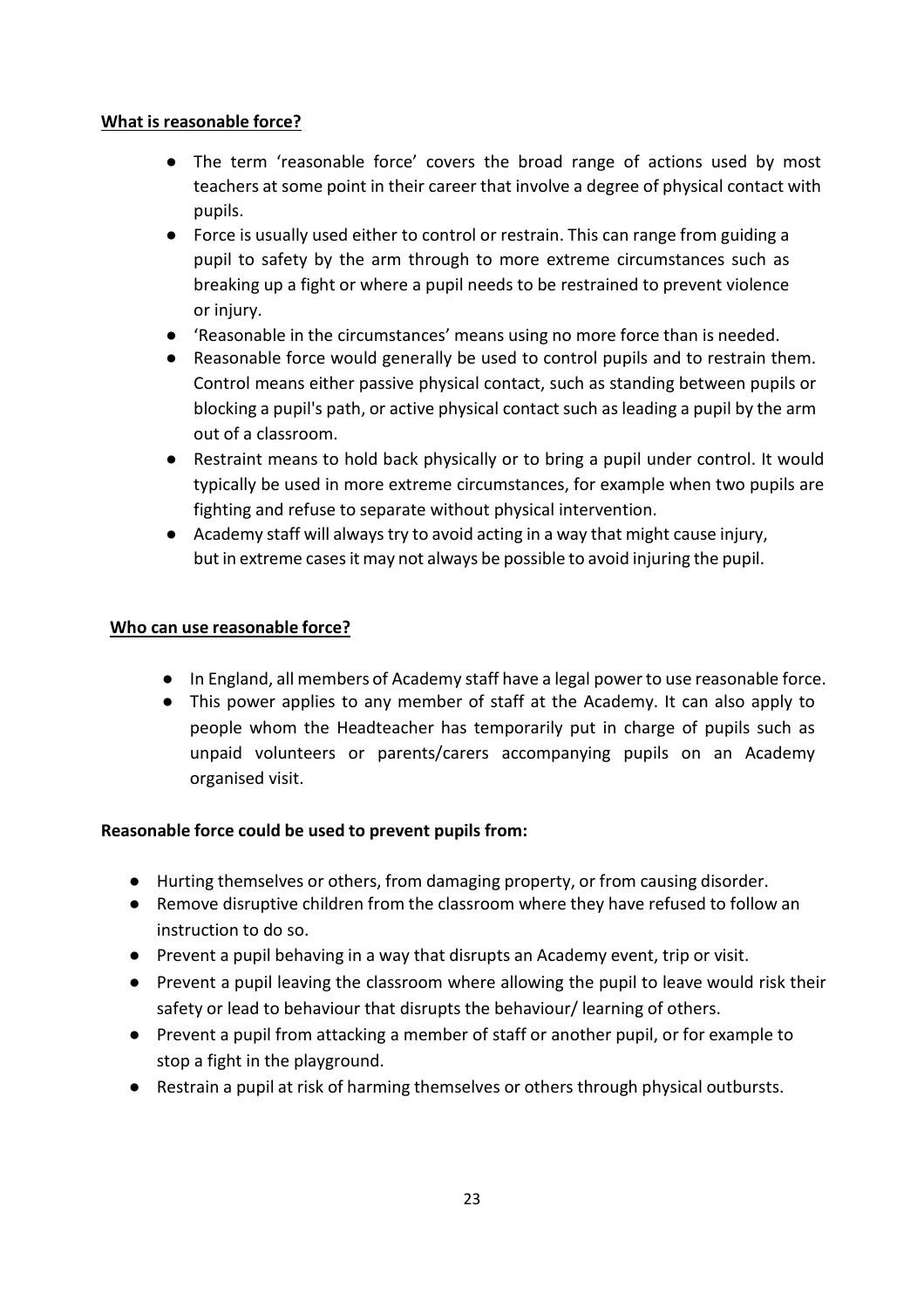**What is reasonable force?**

- The term 'reasonable force' covers the broad range of actions used by most teachers at some point in their career that involve a degree of physical contact with pupils.
- Force is usually used either to control or restrain. This can range from guiding a pupil to safety by the arm through to more extreme circumstances such as breaking up a fight or where a pupil needs to be restrained to prevent violence or injury.
- 'Reasonable in the circumstances' means using no more force than is needed.
- Reasonable force would generally be used to control pupils and to restrain them. Control means either passive physical contact, such as standing between pupils or blocking a pupil's path, or active physical contact such as leading a pupil by the arm out of a classroom.
- Restraint means to hold back physically or to bring a pupil under control. It would typically be used in more extreme circumstances, for example when two pupils are fighting and refuse to separate without physical intervention.
- Academy staff will always try to avoid acting in a way that might cause injury, but in extreme cases it may not always be possible to avoid injuring the pupil.

**Who can use reasonable force?**

- In England, all members of Academy staff have a legal power to use reasonable force.
- This power applies to any member of staff at the Academy. It can also apply to people whom the Headteacher has temporarily put in charge of pupils such as unpaid volunteers or parents/carers accompanying pupils on an Academy organised visit.

**Reasonable force could be used to prevent pupils from:**

- Hurting themselves or others, from damaging property, or from causing disorder.
- Remove disruptive children from the classroom where they have refused to follow an instruction to do so.
- Prevent a pupil behaving in a way that disrupts an Academy event, trip or visit.
- Prevent a pupil leaving the classroom where allowing the pupil to leave would risk their safety or lead to behaviour that disrupts the behaviour/ learning of others.
- Prevent a pupil from attacking a member of staff or another pupil, or for example to stop a fight in the playground.
- Restrain a pupil at risk of harming themselves or others through physical outbursts.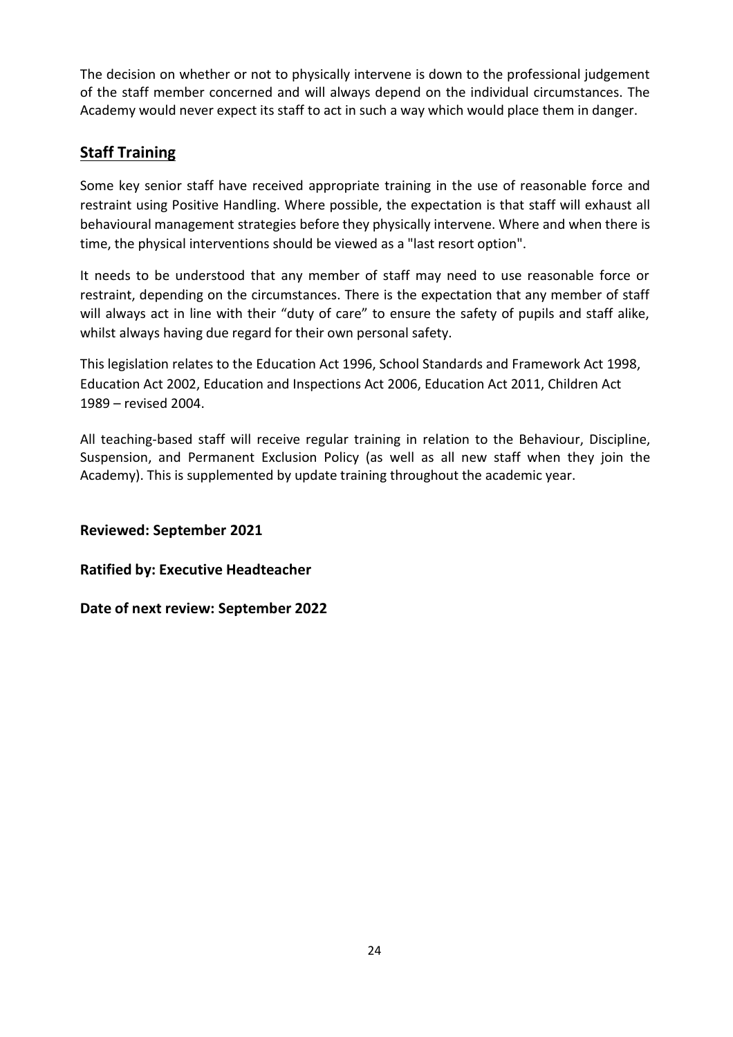The decision on whether or not to physically intervene is down to the professional judgement of the staff member concerned and will always depend on the individual circumstances. The Academy would never expect its staff to act in such a way which would place them in danger.

## Staff Training

Some key senior staff have received appropriate training in the use of reasonable force and restraint using Positive Handling. Where possible, the expectation is that staff will exhaust all behavioural management strategies before they physically intervene. Where and when there is time, the physical interventions should be viewed as a "last resort option".

It needs to be understood that any member of staff may need to use reasonable force or restraint, depending on the circumstances. There is the expectation that any member of staff will always act in line with their "duty of care" to ensure the safety of pupils and staff alike, whilst always having due regard for their own personal safety.

This legislation relates to the Education Act 1996, School Standards and Framework Act 1998, Education Act 2002, Education and Inspections Act 2006, Education Act 2011, Children Act 1989 – revised 2004.

All teaching-based staff will receive regular training in relation to the Behaviour, Discipline, Suspension, and Permanent Exclusion Policy (as well as all new staff when they join the Academy). This is supplemented by update training throughout the academic year.

**Reviewed: September 2021**

**Ratified by: Executive Headteacher**

**Date of next review: September 2022**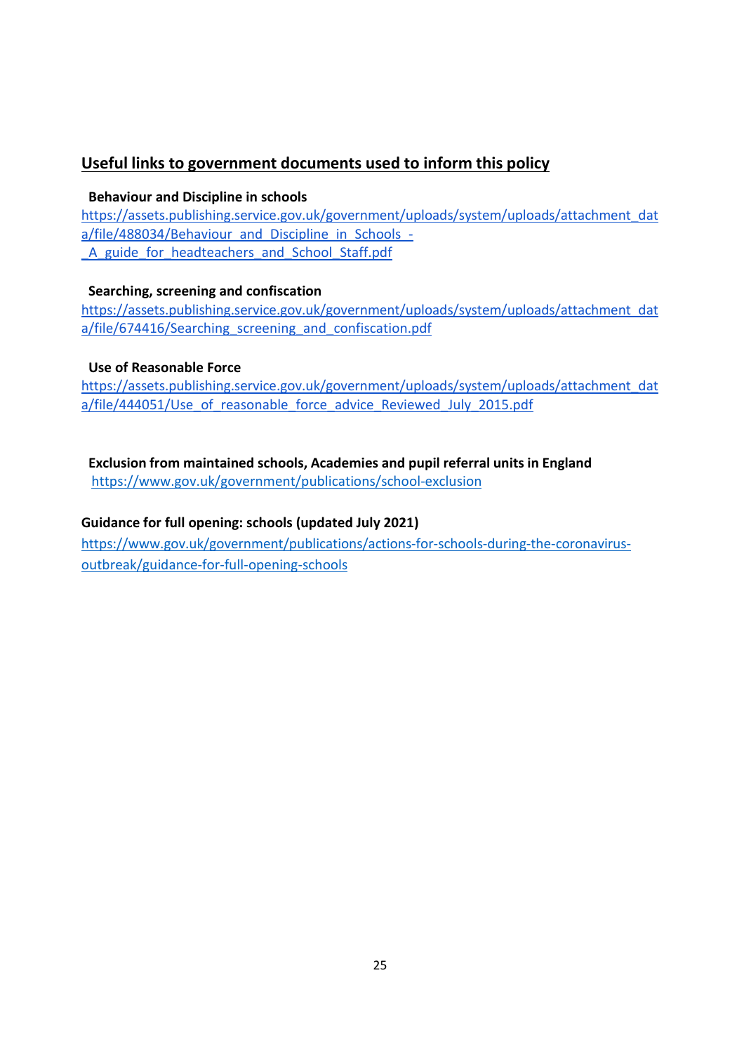## Useful links to government documents used to inform this policy

**Behaviour and Discipline in schools**

https://assets.publishing.service.gov.uk/government/uploads/system/uploads/attachment_data/file/488034/Behaviour_and_Discipline_in_Schools_-_A_guide_for_headteachers_and_School_Staff.pdf

**Searching, screening and confiscation**

https://assets.publishing.service.gov.uk/government/uploads/system/uploads/attachment_data/file/674416/Searching_screening_and_confiscation.pdf

**Use of Reasonable Force**

https://assets.publishing.service.gov.uk/government/uploads/system/uploads/attachment_data/file/444051/Use_of_reasonable_force_advice_Reviewed_July_2015.pdf

**Exclusion from maintained schools, Academies and pupil referral units in England**

https://www.gov.uk/government/publications/school-exclusion

**Guidance for full opening: schools (updated July 2021)**

https://www.gov.uk/government/publications/actions-for-schools-during-the-coronavirus-outbreak/guidance-for-full-opening-schools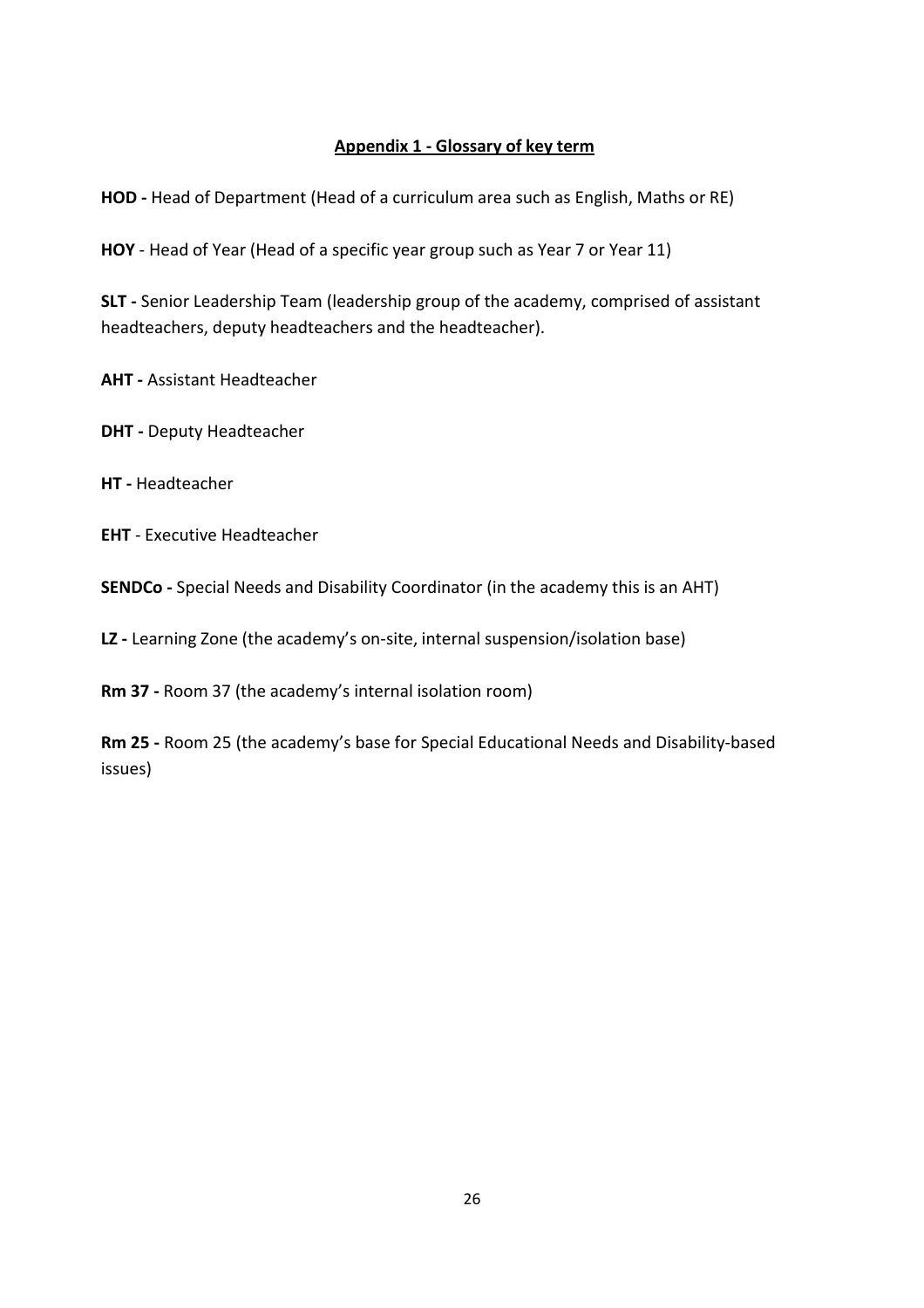## Appendix 1 - Glossary of key term

**HOD -** Head of Department (Head of a curriculum area such as English, Maths or RE)

**HOY** - Head of Year (Head of a specific year group such as Year 7 or Year 11)

**SLT -** Senior Leadership Team (leadership group of the academy, comprised of assistant headteachers, deputy headteachers and the headteacher).

**AHT -** Assistant Headteacher

**DHT -** Deputy Headteacher

**HT -** Headteacher

**EHT** - Executive Headteacher

**SENDCo -** Special Needs and Disability Coordinator (in the academy this is an AHT)

**LZ -** Learning Zone (the academy's on-site, internal suspension/isolation base)

**Rm 37 -** Room 37 (the academy's internal isolation room)

**Rm 25 -** Room 25 (the academy's base for Special Educational Needs and Disability-based issues)